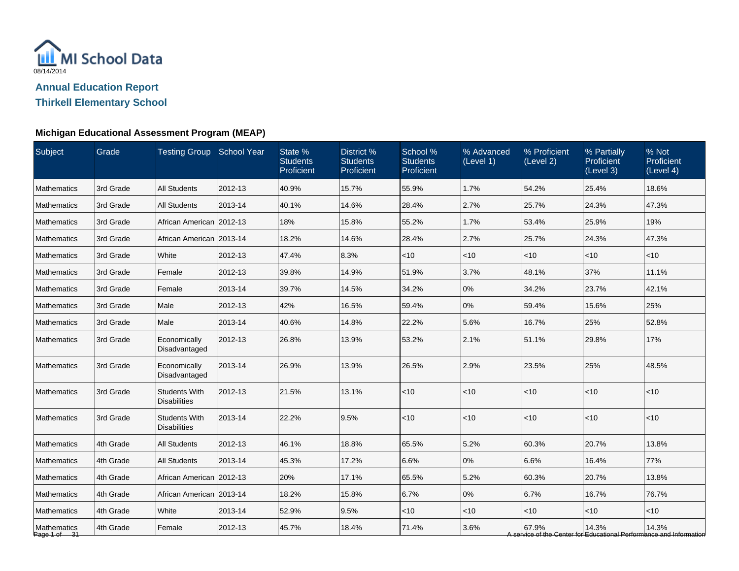MI School Data

08/14/2014

## Annual Education Report

## Thirkell Elementary School

### Michigan Educational Assessment Program (MEAP)

| Subject | Grade | Testing Group | School Year | State % Students Proficient | District % Students Proficient | School % Students Proficient | % Advanced (Level 1) | % Proficient (Level 2) | % Partially Proficient (Level 3) | % Not Proficient (Level 4) |
|---|---|---|---|---|---|---|---|---|---|---|
| Mathematics | 3rd Grade | All Students | 2012-13 | 40.9% | 15.7% | 55.9% | 1.7% | 54.2% | 25.4% | 18.6% |
| Mathematics | 3rd Grade | All Students | 2013-14 | 40.1% | 14.6% | 28.4% | 2.7% | 25.7% | 24.3% | 47.3% |
| Mathematics | 3rd Grade | African American | 2012-13 | 18% | 15.8% | 55.2% | 1.7% | 53.4% | 25.9% | 19% |
| Mathematics | 3rd Grade | African American | 2013-14 | 18.2% | 14.6% | 28.4% | 2.7% | 25.7% | 24.3% | 47.3% |
| Mathematics | 3rd Grade | White | 2012-13 | 47.4% | 8.3% | <10 | <10 | <10 | <10 | <10 |
| Mathematics | 3rd Grade | Female | 2012-13 | 39.8% | 14.9% | 51.9% | 3.7% | 48.1% | 37% | 11.1% |
| Mathematics | 3rd Grade | Female | 2013-14 | 39.7% | 14.5% | 34.2% | 0% | 34.2% | 23.7% | 42.1% |
| Mathematics | 3rd Grade | Male | 2012-13 | 42% | 16.5% | 59.4% | 0% | 59.4% | 15.6% | 25% |
| Mathematics | 3rd Grade | Male | 2013-14 | 40.6% | 14.8% | 22.2% | 5.6% | 16.7% | 25% | 52.8% |
| Mathematics | 3rd Grade | Economically Disadvantaged | 2012-13 | 26.8% | 13.9% | 53.2% | 2.1% | 51.1% | 29.8% | 17% |
| Mathematics | 3rd Grade | Economically Disadvantaged | 2013-14 | 26.9% | 13.9% | 26.5% | 2.9% | 23.5% | 25% | 48.5% |
| Mathematics | 3rd Grade | Students With Disabilities | 2012-13 | 21.5% | 13.1% | <10 | <10 | <10 | <10 | <10 |
| Mathematics | 3rd Grade | Students With Disabilities | 2013-14 | 22.2% | 9.5% | <10 | <10 | <10 | <10 | <10 |
| Mathematics | 4th Grade | All Students | 2012-13 | 46.1% | 18.8% | 65.5% | 5.2% | 60.3% | 20.7% | 13.8% |
| Mathematics | 4th Grade | All Students | 2013-14 | 45.3% | 17.2% | 6.6% | 0% | 6.6% | 16.4% | 77% |
| Mathematics | 4th Grade | African American | 2012-13 | 20% | 17.1% | 65.5% | 5.2% | 60.3% | 20.7% | 13.8% |
| Mathematics | 4th Grade | African American | 2013-14 | 18.2% | 15.8% | 6.7% | 0% | 6.7% | 16.7% | 76.7% |
| Mathematics | 4th Grade | White | 2013-14 | 52.9% | 9.5% | <10 | <10 | <10 | <10 | <10 |
| Mathematics | 4th Grade | Female | 2012-13 | 45.7% | 18.4% | 71.4% | 3.6% | 67.9% | 14.3% | 14.3% |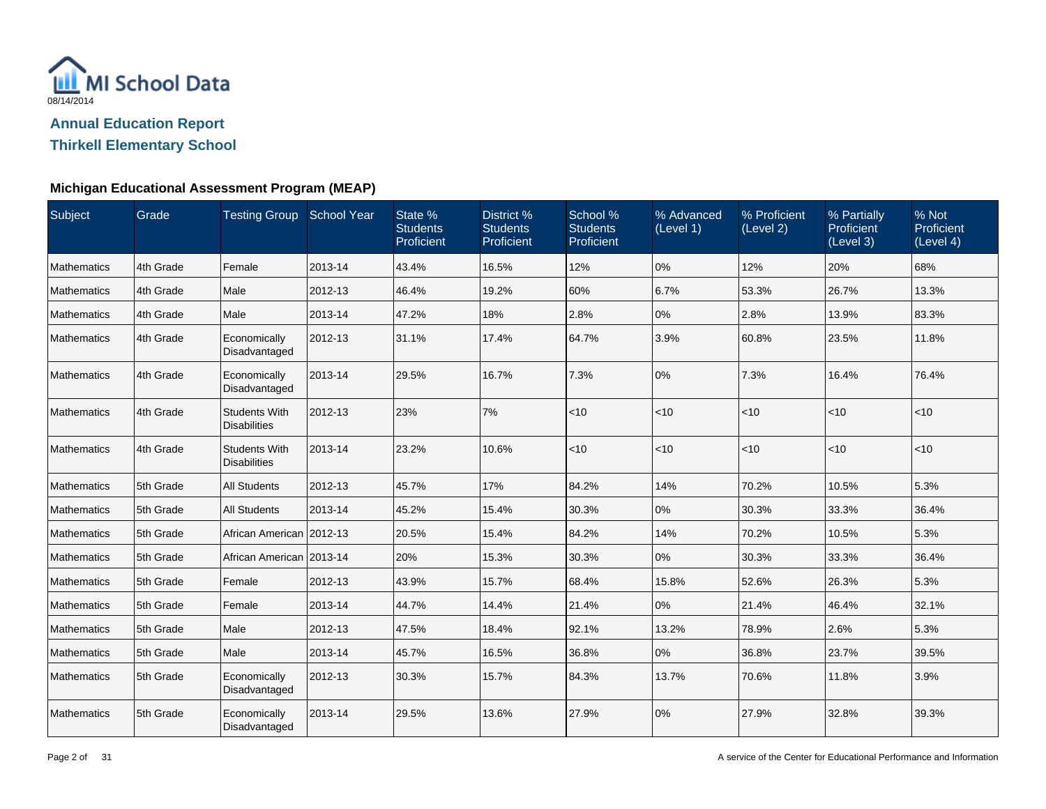MI School Data

08/14/2014

## Annual Education Report

## Thirkell Elementary School

### Michigan Educational Assessment Program (MEAP)

| Subject | Grade | Testing Group | School Year | State % Students Proficient | District % Students Proficient | School % Students Proficient | % Advanced (Level 1) | % Proficient (Level 2) | % Partially Proficient (Level 3) | % Not Proficient (Level 4) |
|---|---|---|---|---|---|---|---|---|---|---|
| Mathematics | 4th Grade | Female | 2013-14 | 43.4% | 16.5% | 12% | 0% | 12% | 20% | 68% |
| Mathematics | 4th Grade | Male | 2012-13 | 46.4% | 19.2% | 60% | 6.7% | 53.3% | 26.7% | 13.3% |
| Mathematics | 4th Grade | Male | 2013-14 | 47.2% | 18% | 2.8% | 0% | 2.8% | 13.9% | 83.3% |
| Mathematics | 4th Grade | Economically Disadvantaged | 2012-13 | 31.1% | 17.4% | 64.7% | 3.9% | 60.8% | 23.5% | 11.8% |
| Mathematics | 4th Grade | Economically Disadvantaged | 2013-14 | 29.5% | 16.7% | 7.3% | 0% | 7.3% | 16.4% | 76.4% |
| Mathematics | 4th Grade | Students With Disabilities | 2012-13 | 23% | 7% | <10 | <10 | <10 | <10 | <10 |
| Mathematics | 4th Grade | Students With Disabilities | 2013-14 | 23.2% | 10.6% | <10 | <10 | <10 | <10 | <10 |
| Mathematics | 5th Grade | All Students | 2012-13 | 45.7% | 17% | 84.2% | 14% | 70.2% | 10.5% | 5.3% |
| Mathematics | 5th Grade | All Students | 2013-14 | 45.2% | 15.4% | 30.3% | 0% | 30.3% | 33.3% | 36.4% |
| Mathematics | 5th Grade | African American | 2012-13 | 20.5% | 15.4% | 84.2% | 14% | 70.2% | 10.5% | 5.3% |
| Mathematics | 5th Grade | African American | 2013-14 | 20% | 15.3% | 30.3% | 0% | 30.3% | 33.3% | 36.4% |
| Mathematics | 5th Grade | Female | 2012-13 | 43.9% | 15.7% | 68.4% | 15.8% | 52.6% | 26.3% | 5.3% |
| Mathematics | 5th Grade | Female | 2013-14 | 44.7% | 14.4% | 21.4% | 0% | 21.4% | 46.4% | 32.1% |
| Mathematics | 5th Grade | Male | 2012-13 | 47.5% | 18.4% | 92.1% | 13.2% | 78.9% | 2.6% | 5.3% |
| Mathematics | 5th Grade | Male | 2013-14 | 45.7% | 16.5% | 36.8% | 0% | 36.8% | 23.7% | 39.5% |
| Mathematics | 5th Grade | Economically Disadvantaged | 2012-13 | 30.3% | 15.7% | 84.3% | 13.7% | 70.6% | 11.8% | 3.9% |
| Mathematics | 5th Grade | Economically Disadvantaged | 2013-14 | 29.5% | 13.6% | 27.9% | 0% | 27.9% | 32.8% | 39.3% |

A service of the Center for Educational Performance and Information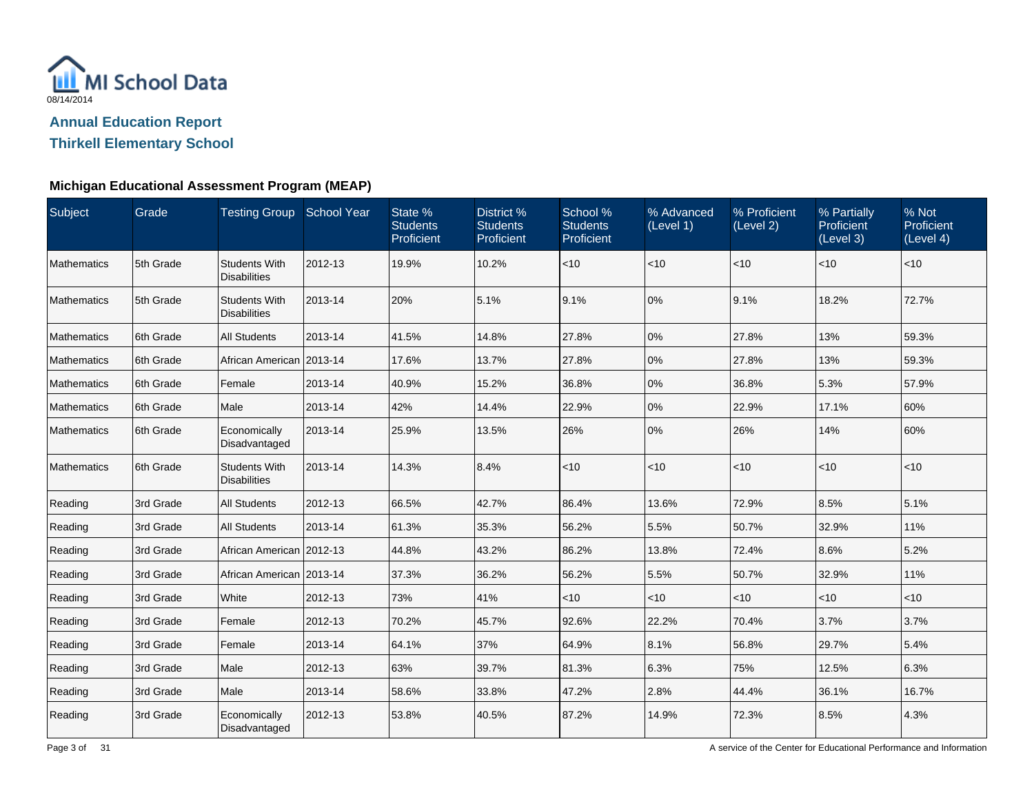MI School Data
08/14/2014

## Annual Education Report
## Thirkell Elementary School

### Michigan Educational Assessment Program (MEAP)

| Subject | Grade | Testing Group | School Year | State % Students Proficient | District % Students Proficient | School % Students Proficient | % Advanced (Level 1) | % Proficient (Level 2) | % Partially Proficient (Level 3) | % Not Proficient (Level 4) |
|---|---|---|---|---|---|---|---|---|---|---|
| Mathematics | 5th Grade | Students With Disabilities | 2012-13 | 19.9% | 10.2% | <10 | <10 | <10 | <10 | <10 |
| Mathematics | 5th Grade | Students With Disabilities | 2013-14 | 20% | 5.1% | 9.1% | 0% | 9.1% | 18.2% | 72.7% |
| Mathematics | 6th Grade | All Students | 2013-14 | 41.5% | 14.8% | 27.8% | 0% | 27.8% | 13% | 59.3% |
| Mathematics | 6th Grade | African American | 2013-14 | 17.6% | 13.7% | 27.8% | 0% | 27.8% | 13% | 59.3% |
| Mathematics | 6th Grade | Female | 2013-14 | 40.9% | 15.2% | 36.8% | 0% | 36.8% | 5.3% | 57.9% |
| Mathematics | 6th Grade | Male | 2013-14 | 42% | 14.4% | 22.9% | 0% | 22.9% | 17.1% | 60% |
| Mathematics | 6th Grade | Economically Disadvantaged | 2013-14 | 25.9% | 13.5% | 26% | 0% | 26% | 14% | 60% |
| Mathematics | 6th Grade | Students With Disabilities | 2013-14 | 14.3% | 8.4% | <10 | <10 | <10 | <10 | <10 |
| Reading | 3rd Grade | All Students | 2012-13 | 66.5% | 42.7% | 86.4% | 13.6% | 72.9% | 8.5% | 5.1% |
| Reading | 3rd Grade | All Students | 2013-14 | 61.3% | 35.3% | 56.2% | 5.5% | 50.7% | 32.9% | 11% |
| Reading | 3rd Grade | African American | 2012-13 | 44.8% | 43.2% | 86.2% | 13.8% | 72.4% | 8.6% | 5.2% |
| Reading | 3rd Grade | African American | 2013-14 | 37.3% | 36.2% | 56.2% | 5.5% | 50.7% | 32.9% | 11% |
| Reading | 3rd Grade | White | 2012-13 | 73% | 41% | <10 | <10 | <10 | <10 | <10 |
| Reading | 3rd Grade | Female | 2012-13 | 70.2% | 45.7% | 92.6% | 22.2% | 70.4% | 3.7% | 3.7% |
| Reading | 3rd Grade | Female | 2013-14 | 64.1% | 37% | 64.9% | 8.1% | 56.8% | 29.7% | 5.4% |
| Reading | 3rd Grade | Male | 2012-13 | 63% | 39.7% | 81.3% | 6.3% | 75% | 12.5% | 6.3% |
| Reading | 3rd Grade | Male | 2013-14 | 58.6% | 33.8% | 47.2% | 2.8% | 44.4% | 36.1% | 16.7% |
| Reading | 3rd Grade | Economically Disadvantaged | 2012-13 | 53.8% | 40.5% | 87.2% | 14.9% | 72.3% | 8.5% | 4.3% |

A service of the Center for Educational Performance and Information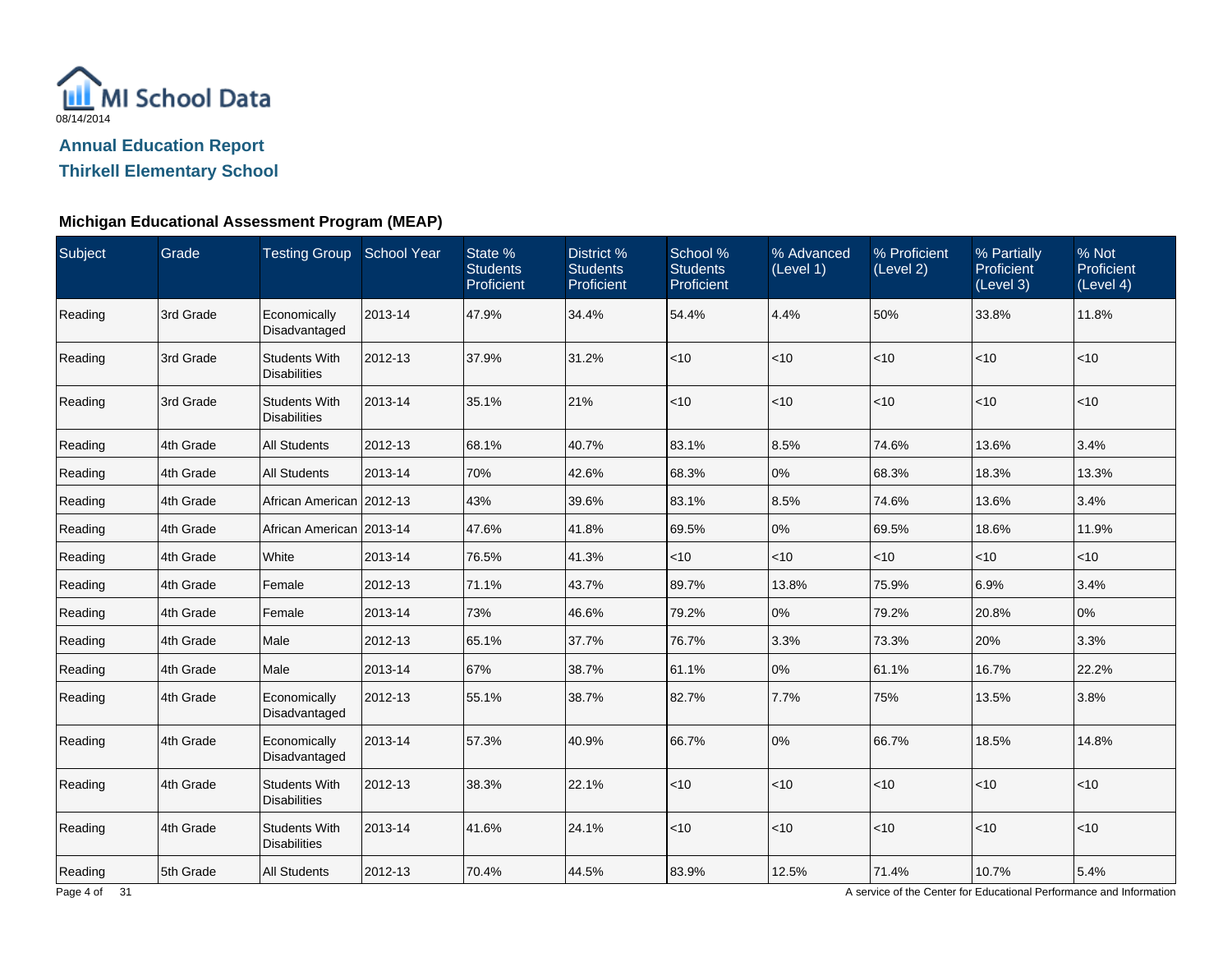MI School Data
08/14/2014

## Annual Education Report

## Thirkell Elementary School

### Michigan Educational Assessment Program (MEAP)

| Subject | Grade | Testing Group | School Year | State % Students Proficient | District % Students Proficient | School % Students Proficient | % Advanced (Level 1) | % Proficient (Level 2) | % Partially Proficient (Level 3) | % Not Proficient (Level 4) |
|---|---|---|---|---|---|---|---|---|---|---|
| Reading | 3rd Grade | Economically Disadvantaged | 2013-14 | 47.9% | 34.4% | 54.4% | 4.4% | 50% | 33.8% | 11.8% |
| Reading | 3rd Grade | Students With Disabilities | 2012-13 | 37.9% | 31.2% | <10 | <10 | <10 | <10 | <10 |
| Reading | 3rd Grade | Students With Disabilities | 2013-14 | 35.1% | 21% | <10 | <10 | <10 | <10 | <10 |
| Reading | 4th Grade | All Students | 2012-13 | 68.1% | 40.7% | 83.1% | 8.5% | 74.6% | 13.6% | 3.4% |
| Reading | 4th Grade | All Students | 2013-14 | 70% | 42.6% | 68.3% | 0% | 68.3% | 18.3% | 13.3% |
| Reading | 4th Grade | African American | 2012-13 | 43% | 39.6% | 83.1% | 8.5% | 74.6% | 13.6% | 3.4% |
| Reading | 4th Grade | African American | 2013-14 | 47.6% | 41.8% | 69.5% | 0% | 69.5% | 18.6% | 11.9% |
| Reading | 4th Grade | White | 2013-14 | 76.5% | 41.3% | <10 | <10 | <10 | <10 | <10 |
| Reading | 4th Grade | Female | 2012-13 | 71.1% | 43.7% | 89.7% | 13.8% | 75.9% | 6.9% | 3.4% |
| Reading | 4th Grade | Female | 2013-14 | 73% | 46.6% | 79.2% | 0% | 79.2% | 20.8% | 0% |
| Reading | 4th Grade | Male | 2012-13 | 65.1% | 37.7% | 76.7% | 3.3% | 73.3% | 20% | 3.3% |
| Reading | 4th Grade | Male | 2013-14 | 67% | 38.7% | 61.1% | 0% | 61.1% | 16.7% | 22.2% |
| Reading | 4th Grade | Economically Disadvantaged | 2012-13 | 55.1% | 38.7% | 82.7% | 7.7% | 75% | 13.5% | 3.8% |
| Reading | 4th Grade | Economically Disadvantaged | 2013-14 | 57.3% | 40.9% | 66.7% | 0% | 66.7% | 18.5% | 14.8% |
| Reading | 4th Grade | Students With Disabilities | 2012-13 | 38.3% | 22.1% | <10 | <10 | <10 | <10 | <10 |
| Reading | 4th Grade | Students With Disabilities | 2013-14 | 41.6% | 24.1% | <10 | <10 | <10 | <10 | <10 |
| Reading | 5th Grade | All Students | 2012-13 | 70.4% | 44.5% | 83.9% | 12.5% | 71.4% | 10.7% | 5.4% |

A service of the Center for Educational Performance and Information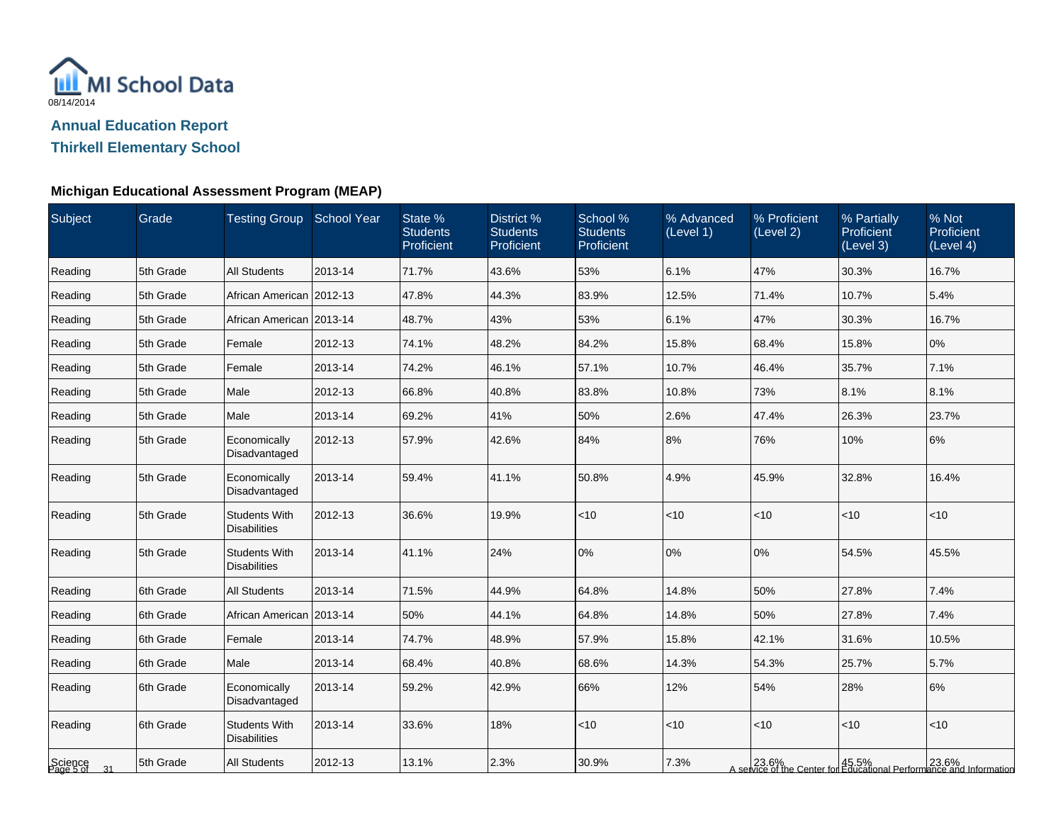MI School Data

08/14/2014

## Annual Education Report

## Thirkell Elementary School

### Michigan Educational Assessment Program (MEAP)

| Subject | Grade | Testing Group | School Year | State % Students Proficient | District % Students Proficient | School % Students Proficient | % Advanced (Level 1) | % Proficient (Level 2) | % Partially Proficient (Level 3) | % Not Proficient (Level 4) |
|---|---|---|---|---|---|---|---|---|---|---|
| Reading | 5th Grade | All Students | 2013-14 | 71.7% | 43.6% | 53% | 6.1% | 47% | 30.3% | 16.7% |
| Reading | 5th Grade | African American | 2012-13 | 47.8% | 44.3% | 83.9% | 12.5% | 71.4% | 10.7% | 5.4% |
| Reading | 5th Grade | African American | 2013-14 | 48.7% | 43% | 53% | 6.1% | 47% | 30.3% | 16.7% |
| Reading | 5th Grade | Female | 2012-13 | 74.1% | 48.2% | 84.2% | 15.8% | 68.4% | 15.8% | 0% |
| Reading | 5th Grade | Female | 2013-14 | 74.2% | 46.1% | 57.1% | 10.7% | 46.4% | 35.7% | 7.1% |
| Reading | 5th Grade | Male | 2012-13 | 66.8% | 40.8% | 83.8% | 10.8% | 73% | 8.1% | 8.1% |
| Reading | 5th Grade | Male | 2013-14 | 69.2% | 41% | 50% | 2.6% | 47.4% | 26.3% | 23.7% |
| Reading | 5th Grade | Economically Disadvantaged | 2012-13 | 57.9% | 42.6% | 84% | 8% | 76% | 10% | 6% |
| Reading | 5th Grade | Economically Disadvantaged | 2013-14 | 59.4% | 41.1% | 50.8% | 4.9% | 45.9% | 32.8% | 16.4% |
| Reading | 5th Grade | Students With Disabilities | 2012-13 | 36.6% | 19.9% | <10 | <10 | <10 | <10 | <10 |
| Reading | 5th Grade | Students With Disabilities | 2013-14 | 41.1% | 24% | 0% | 0% | 0% | 54.5% | 45.5% |
| Reading | 6th Grade | All Students | 2013-14 | 71.5% | 44.9% | 64.8% | 14.8% | 50% | 27.8% | 7.4% |
| Reading | 6th Grade | African American | 2013-14 | 50% | 44.1% | 64.8% | 14.8% | 50% | 27.8% | 7.4% |
| Reading | 6th Grade | Female | 2013-14 | 74.7% | 48.9% | 57.9% | 15.8% | 42.1% | 31.6% | 10.5% |
| Reading | 6th Grade | Male | 2013-14 | 68.4% | 40.8% | 68.6% | 14.3% | 54.3% | 25.7% | 5.7% |
| Reading | 6th Grade | Economically Disadvantaged | 2013-14 | 59.2% | 42.9% | 66% | 12% | 54% | 28% | 6% |
| Reading | 6th Grade | Students With Disabilities | 2013-14 | 33.6% | 18% | <10 | <10 | <10 | <10 | <10 |
| Science | 5th Grade | All Students | 2012-13 | 13.1% | 2.3% | 30.9% | 7.3% | 23.6% | 45.5% | 23.6% |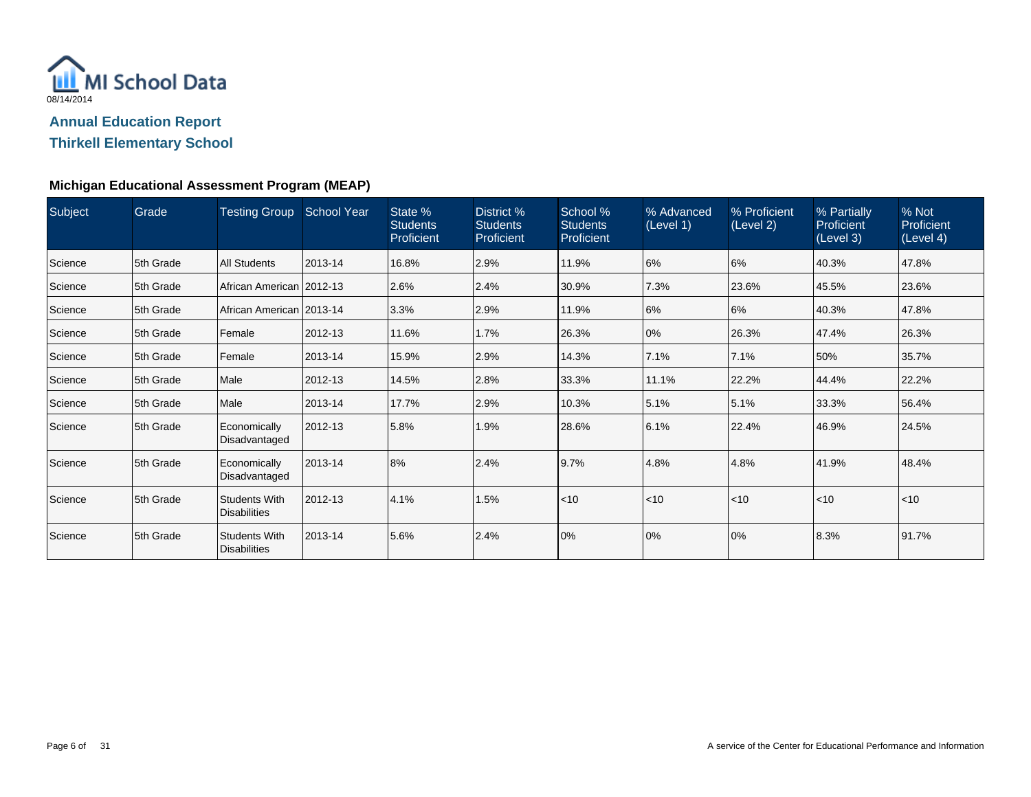MI School Data
08/14/2014

## Annual Education Report

## Thirkell Elementary School

### Michigan Educational Assessment Program (MEAP)

| Subject | Grade | Testing Group | School Year | State % Students Proficient | District % Students Proficient | School % Students Proficient | % Advanced (Level 1) | % Proficient (Level 2) | % Partially Proficient (Level 3) | % Not Proficient (Level 4) |
|---|---|---|---|---|---|---|---|---|---|---|
| Science | 5th Grade | All Students | 2013-14 | 16.8% | 2.9% | 11.9% | 6% | 6% | 40.3% | 47.8% |
| Science | 5th Grade | African American | 2012-13 | 2.6% | 2.4% | 30.9% | 7.3% | 23.6% | 45.5% | 23.6% |
| Science | 5th Grade | African American | 2013-14 | 3.3% | 2.9% | 11.9% | 6% | 6% | 40.3% | 47.8% |
| Science | 5th Grade | Female | 2012-13 | 11.6% | 1.7% | 26.3% | 0% | 26.3% | 47.4% | 26.3% |
| Science | 5th Grade | Female | 2013-14 | 15.9% | 2.9% | 14.3% | 7.1% | 7.1% | 50% | 35.7% |
| Science | 5th Grade | Male | 2012-13 | 14.5% | 2.8% | 33.3% | 11.1% | 22.2% | 44.4% | 22.2% |
| Science | 5th Grade | Male | 2013-14 | 17.7% | 2.9% | 10.3% | 5.1% | 5.1% | 33.3% | 56.4% |
| Science | 5th Grade | Economically Disadvantaged | 2012-13 | 5.8% | 1.9% | 28.6% | 6.1% | 22.4% | 46.9% | 24.5% |
| Science | 5th Grade | Economically Disadvantaged | 2013-14 | 8% | 2.4% | 9.7% | 4.8% | 4.8% | 41.9% | 48.4% |
| Science | 5th Grade | Students With Disabilities | 2012-13 | 4.1% | 1.5% | <10 | <10 | <10 | <10 | <10 |
| Science | 5th Grade | Students With Disabilities | 2013-14 | 5.6% | 2.4% | 0% | 0% | 0% | 8.3% | 91.7% |

A service of the Center for Educational Performance and Information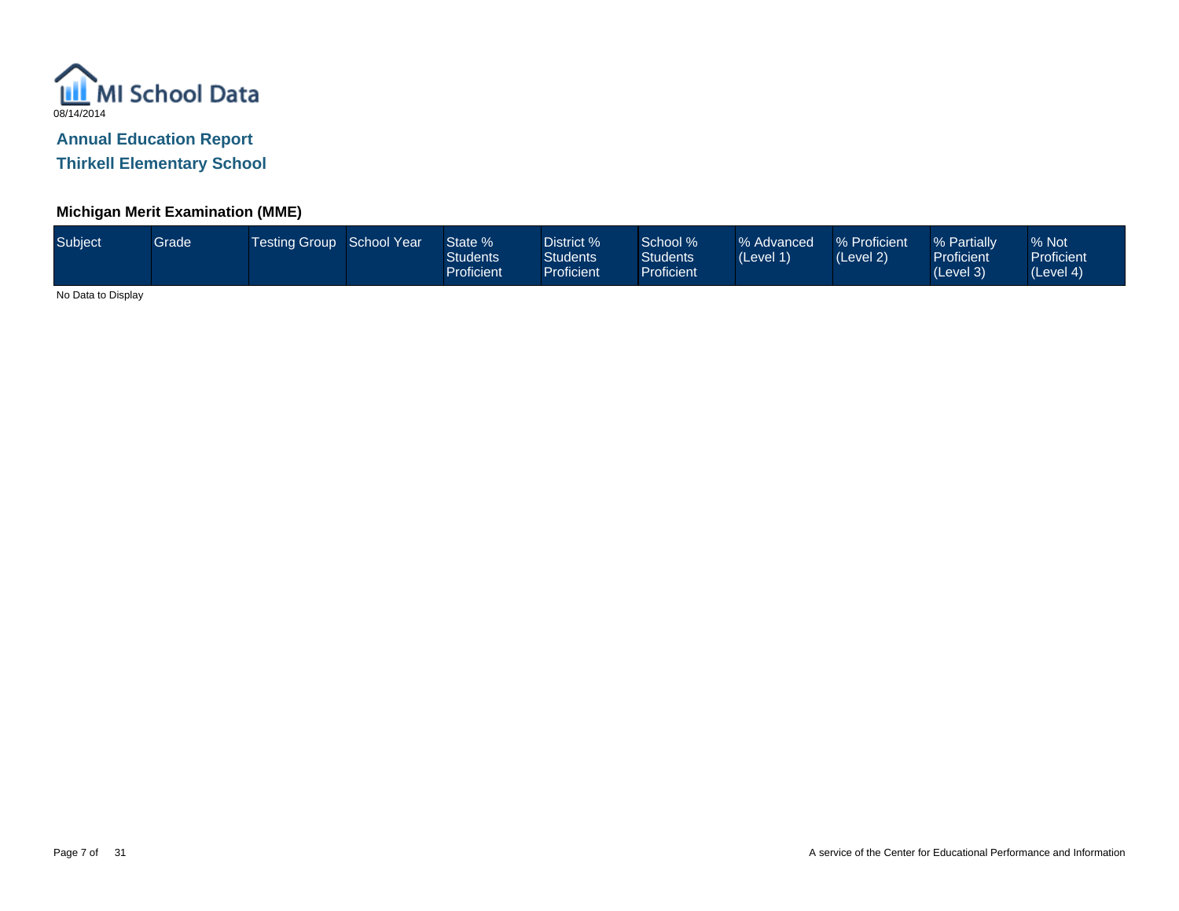MI School Data

08/14/2014

## Annual Education Report

## Thirkell Elementary School

### Michigan Merit Examination (MME)

| Subject | Grade | Testing Group | School Year | State % Students Proficient | District % Students Proficient | School % Students Proficient | % Advanced (Level 1) | % Proficient (Level 2) | % Partially Proficient (Level 3) | % Not Proficient (Level 4) |
|---|---|---|---|---|---|---|---|---|---|---|

No Data to Display

A service of the Center for Educational Performance and Information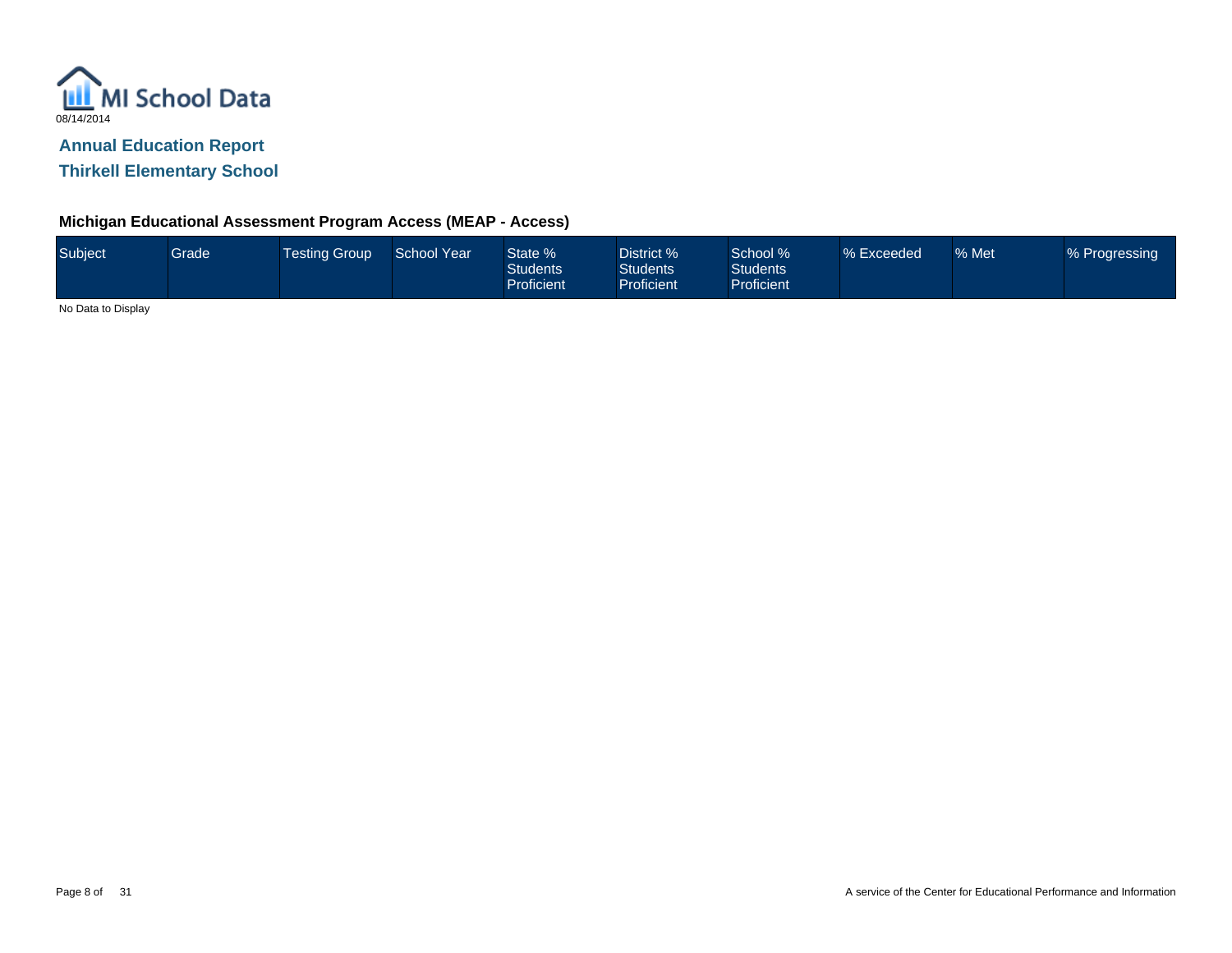MI School Data

08/14/2014

## Annual Education Report

## Thirkell Elementary School

### Michigan Educational Assessment Program Access (MEAP - Access)

| Subject | Grade | Testing Group | School Year | State % Students Proficient | District % Students Proficient | School % Students Proficient | % Exceeded | % Met | % Progressing |
|---|---|---|---|---|---|---|---|---|---|

No Data to Display

A service of the Center for Educational Performance and Information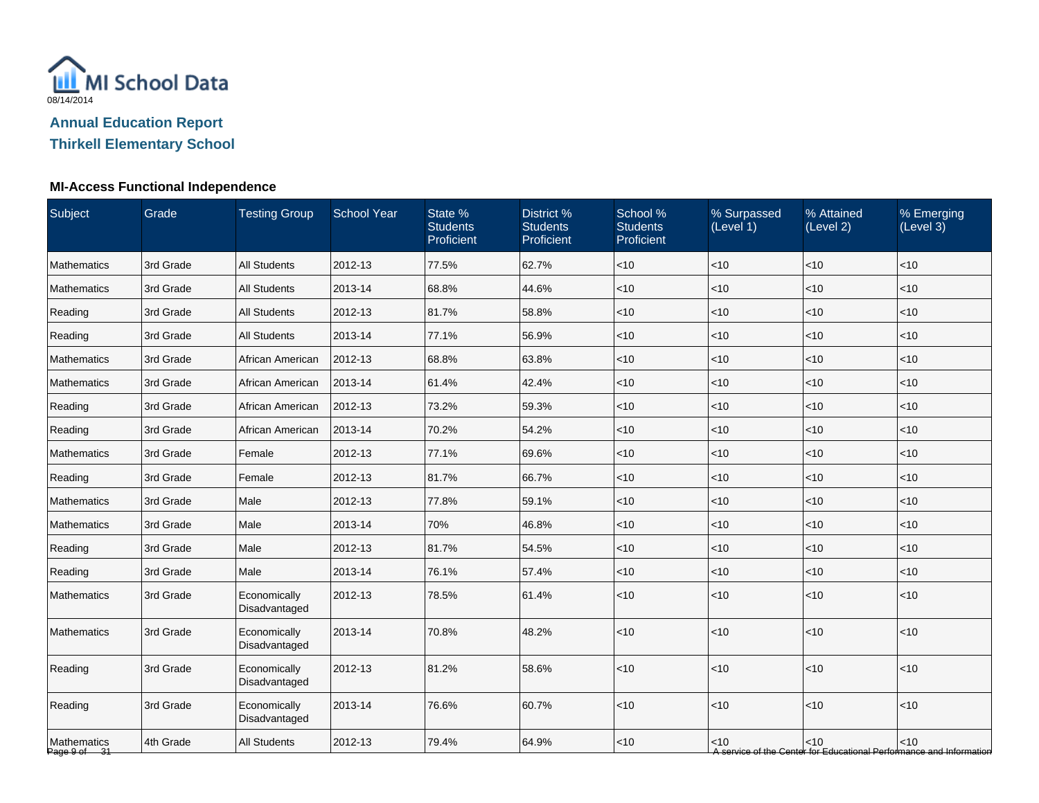08/14/2014

# Annual Education Report

## Thirkell Elementary School

### MI-Access Functional Independence

| Subject | Grade | Testing Group | School Year | State % Students Proficient | District % Students Proficient | School % Students Proficient | % Surpassed (Level 1) | % Attained (Level 2) | % Emerging (Level 3) |
|---|---|---|---|---|---|---|---|---|---|
| Mathematics | 3rd Grade | All Students | 2012-13 | 77.5% | 62.7% | <10 | <10 | <10 | <10 |
| Mathematics | 3rd Grade | All Students | 2013-14 | 68.8% | 44.6% | <10 | <10 | <10 | <10 |
| Reading | 3rd Grade | All Students | 2012-13 | 81.7% | 58.8% | <10 | <10 | <10 | <10 |
| Reading | 3rd Grade | All Students | 2013-14 | 77.1% | 56.9% | <10 | <10 | <10 | <10 |
| Mathematics | 3rd Grade | African American | 2012-13 | 68.8% | 63.8% | <10 | <10 | <10 | <10 |
| Mathematics | 3rd Grade | African American | 2013-14 | 61.4% | 42.4% | <10 | <10 | <10 | <10 |
| Reading | 3rd Grade | African American | 2012-13 | 73.2% | 59.3% | <10 | <10 | <10 | <10 |
| Reading | 3rd Grade | African American | 2013-14 | 70.2% | 54.2% | <10 | <10 | <10 | <10 |
| Mathematics | 3rd Grade | Female | 2012-13 | 77.1% | 69.6% | <10 | <10 | <10 | <10 |
| Reading | 3rd Grade | Female | 2012-13 | 81.7% | 66.7% | <10 | <10 | <10 | <10 |
| Mathematics | 3rd Grade | Male | 2012-13 | 77.8% | 59.1% | <10 | <10 | <10 | <10 |
| Mathematics | 3rd Grade | Male | 2013-14 | 70% | 46.8% | <10 | <10 | <10 | <10 |
| Reading | 3rd Grade | Male | 2012-13 | 81.7% | 54.5% | <10 | <10 | <10 | <10 |
| Reading | 3rd Grade | Male | 2013-14 | 76.1% | 57.4% | <10 | <10 | <10 | <10 |
| Mathematics | 3rd Grade | Economically Disadvantaged | 2012-13 | 78.5% | 61.4% | <10 | <10 | <10 | <10 |
| Mathematics | 3rd Grade | Economically Disadvantaged | 2013-14 | 70.8% | 48.2% | <10 | <10 | <10 | <10 |
| Reading | 3rd Grade | Economically Disadvantaged | 2012-13 | 81.2% | 58.6% | <10 | <10 | <10 | <10 |
| Reading | 3rd Grade | Economically Disadvantaged | 2013-14 | 76.6% | 60.7% | <10 | <10 | <10 | <10 |
| Mathematics | 4th Grade | All Students | 2012-13 | 79.4% | 64.9% | <10 | <10 | <10 | <10 |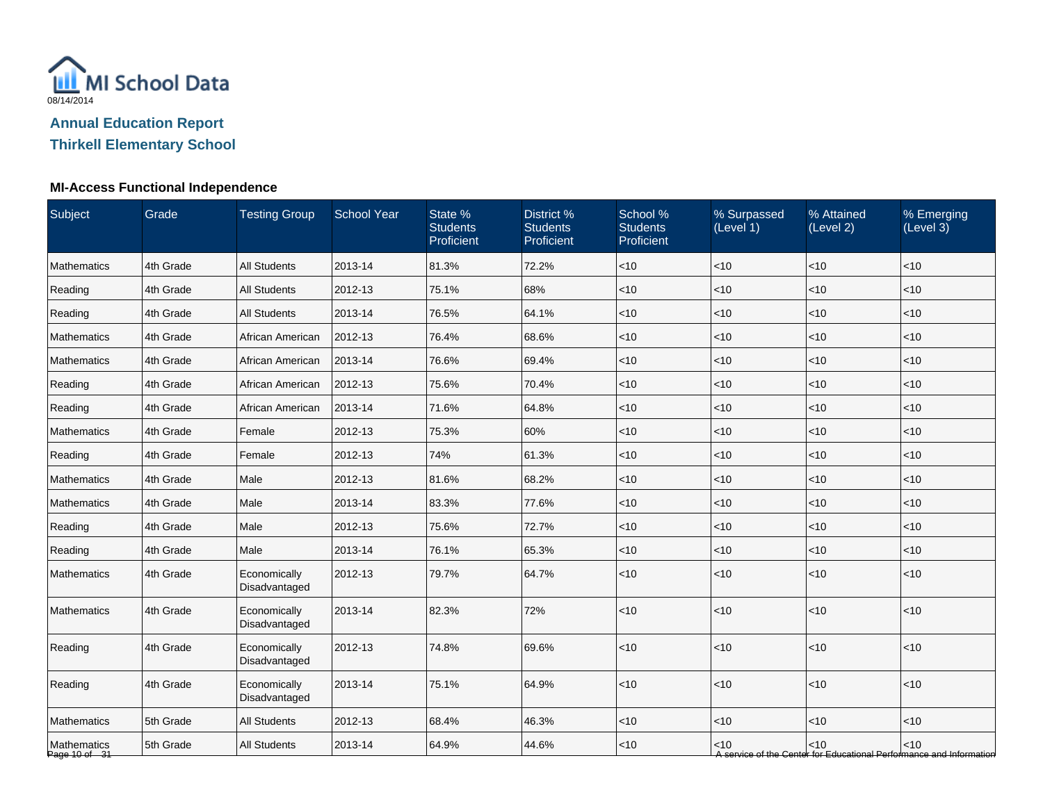MI School Data

08/14/2014

## Annual Education Report

## Thirkell Elementary School

### MI-Access Functional Independence

| Subject | Grade | Testing Group | School Year | State % Students Proficient | District % Students Proficient | School % Students Proficient | % Surpassed (Level 1) | % Attained (Level 2) | % Emerging (Level 3) |
|---|---|---|---|---|---|---|---|---|---|
| Mathematics | 4th Grade | All Students | 2013-14 | 81.3% | 72.2% | <10 | <10 | <10 | <10 |
| Reading | 4th Grade | All Students | 2012-13 | 75.1% | 68% | <10 | <10 | <10 | <10 |
| Reading | 4th Grade | All Students | 2013-14 | 76.5% | 64.1% | <10 | <10 | <10 | <10 |
| Mathematics | 4th Grade | African American | 2012-13 | 76.4% | 68.6% | <10 | <10 | <10 | <10 |
| Mathematics | 4th Grade | African American | 2013-14 | 76.6% | 69.4% | <10 | <10 | <10 | <10 |
| Reading | 4th Grade | African American | 2012-13 | 75.6% | 70.4% | <10 | <10 | <10 | <10 |
| Reading | 4th Grade | African American | 2013-14 | 71.6% | 64.8% | <10 | <10 | <10 | <10 |
| Mathematics | 4th Grade | Female | 2012-13 | 75.3% | 60% | <10 | <10 | <10 | <10 |
| Reading | 4th Grade | Female | 2012-13 | 74% | 61.3% | <10 | <10 | <10 | <10 |
| Mathematics | 4th Grade | Male | 2012-13 | 81.6% | 68.2% | <10 | <10 | <10 | <10 |
| Mathematics | 4th Grade | Male | 2013-14 | 83.3% | 77.6% | <10 | <10 | <10 | <10 |
| Reading | 4th Grade | Male | 2012-13 | 75.6% | 72.7% | <10 | <10 | <10 | <10 |
| Reading | 4th Grade | Male | 2013-14 | 76.1% | 65.3% | <10 | <10 | <10 | <10 |
| Mathematics | 4th Grade | Economically Disadvantaged | 2012-13 | 79.7% | 64.7% | <10 | <10 | <10 | <10 |
| Mathematics | 4th Grade | Economically Disadvantaged | 2013-14 | 82.3% | 72% | <10 | <10 | <10 | <10 |
| Reading | 4th Grade | Economically Disadvantaged | 2012-13 | 74.8% | 69.6% | <10 | <10 | <10 | <10 |
| Reading | 4th Grade | Economically Disadvantaged | 2013-14 | 75.1% | 64.9% | <10 | <10 | <10 | <10 |
| Mathematics | 5th Grade | All Students | 2012-13 | 68.4% | 46.3% | <10 | <10 | <10 | <10 |
| Mathematics | 5th Grade | All Students | 2013-14 | 64.9% | 44.6% | <10 | <10 | <10 | <10 |

A service of the Center for Educational Performance and Information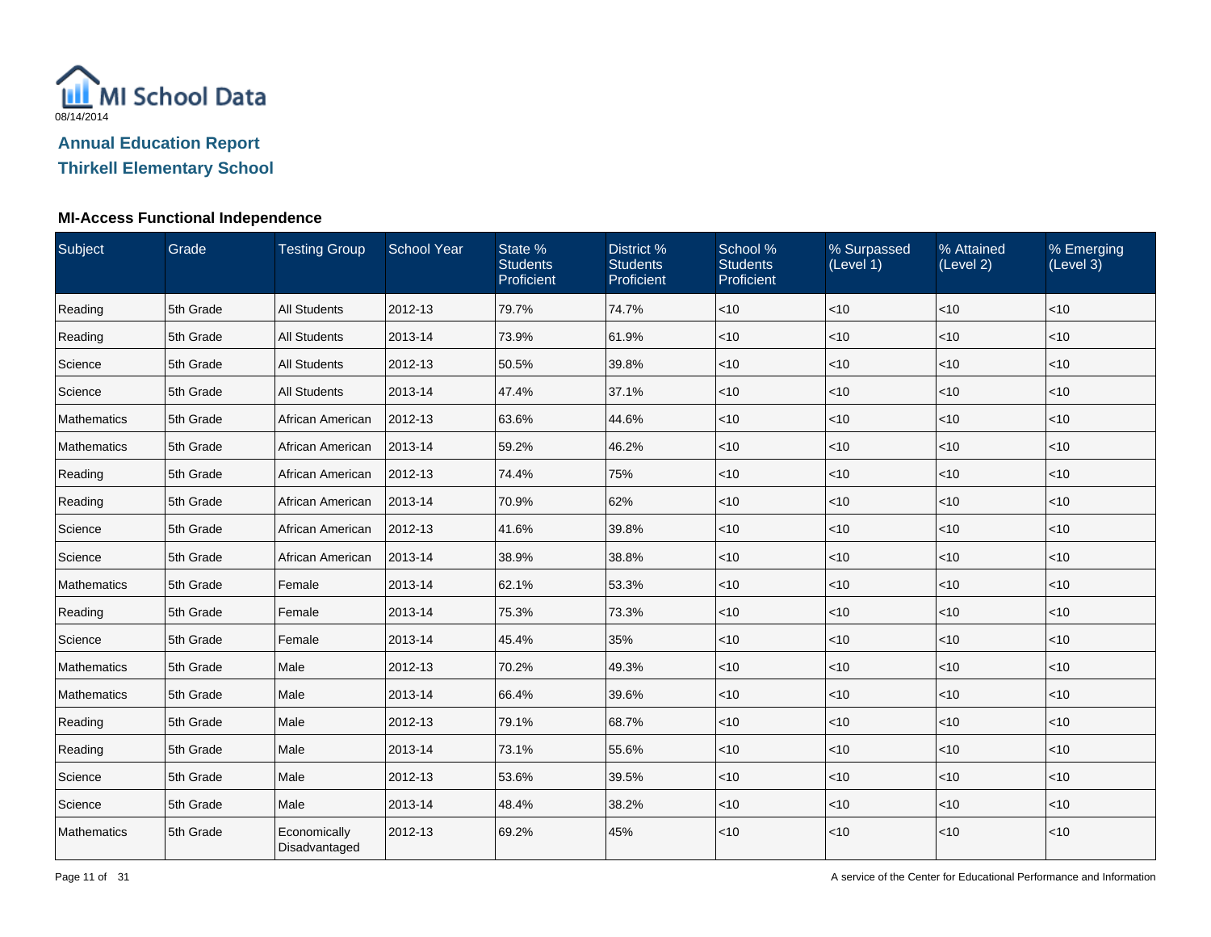MI School Data

08/14/2014

## Annual Education Report

## Thirkell Elementary School

### MI-Access Functional Independence

| Subject | Grade | Testing Group | School Year | State % Students Proficient | District % Students Proficient | School % Students Proficient | % Surpassed (Level 1) | % Attained (Level 2) | % Emerging (Level 3) |
|---|---|---|---|---|---|---|---|---|---|
| Reading | 5th Grade | All Students | 2012-13 | 79.7% | 74.7% | <10 | <10 | <10 | <10 |
| Reading | 5th Grade | All Students | 2013-14 | 73.9% | 61.9% | <10 | <10 | <10 | <10 |
| Science | 5th Grade | All Students | 2012-13 | 50.5% | 39.8% | <10 | <10 | <10 | <10 |
| Science | 5th Grade | All Students | 2013-14 | 47.4% | 37.1% | <10 | <10 | <10 | <10 |
| Mathematics | 5th Grade | African American | 2012-13 | 63.6% | 44.6% | <10 | <10 | <10 | <10 |
| Mathematics | 5th Grade | African American | 2013-14 | 59.2% | 46.2% | <10 | <10 | <10 | <10 |
| Reading | 5th Grade | African American | 2012-13 | 74.4% | 75% | <10 | <10 | <10 | <10 |
| Reading | 5th Grade | African American | 2013-14 | 70.9% | 62% | <10 | <10 | <10 | <10 |
| Science | 5th Grade | African American | 2012-13 | 41.6% | 39.8% | <10 | <10 | <10 | <10 |
| Science | 5th Grade | African American | 2013-14 | 38.9% | 38.8% | <10 | <10 | <10 | <10 |
| Mathematics | 5th Grade | Female | 2013-14 | 62.1% | 53.3% | <10 | <10 | <10 | <10 |
| Reading | 5th Grade | Female | 2013-14 | 75.3% | 73.3% | <10 | <10 | <10 | <10 |
| Science | 5th Grade | Female | 2013-14 | 45.4% | 35% | <10 | <10 | <10 | <10 |
| Mathematics | 5th Grade | Male | 2012-13 | 70.2% | 49.3% | <10 | <10 | <10 | <10 |
| Mathematics | 5th Grade | Male | 2013-14 | 66.4% | 39.6% | <10 | <10 | <10 | <10 |
| Reading | 5th Grade | Male | 2012-13 | 79.1% | 68.7% | <10 | <10 | <10 | <10 |
| Reading | 5th Grade | Male | 2013-14 | 73.1% | 55.6% | <10 | <10 | <10 | <10 |
| Science | 5th Grade | Male | 2012-13 | 53.6% | 39.5% | <10 | <10 | <10 | <10 |
| Science | 5th Grade | Male | 2013-14 | 48.4% | 38.2% | <10 | <10 | <10 | <10 |
| Mathematics | 5th Grade | Economically Disadvantaged | 2012-13 | 69.2% | 45% | <10 | <10 | <10 | <10 |

A service of the Center for Educational Performance and Information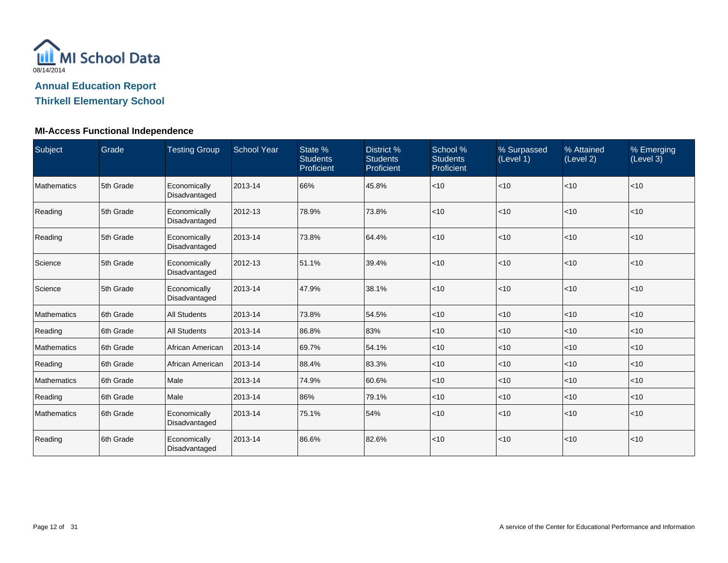MI School Data
08/14/2014

## Annual Education Report
## Thirkell Elementary School

### MI-Access Functional Independence

| Subject | Grade | Testing Group | School Year | State % Students Proficient | District % Students Proficient | School % Students Proficient | % Surpassed (Level 1) | % Attained (Level 2) | % Emerging (Level 3) |
|---|---|---|---|---|---|---|---|---|---|
| Mathematics | 5th Grade | Economically Disadvantaged | 2013-14 | 66% | 45.8% | <10 | <10 | <10 | <10 |
| Reading | 5th Grade | Economically Disadvantaged | 2012-13 | 78.9% | 73.8% | <10 | <10 | <10 | <10 |
| Reading | 5th Grade | Economically Disadvantaged | 2013-14 | 73.8% | 64.4% | <10 | <10 | <10 | <10 |
| Science | 5th Grade | Economically Disadvantaged | 2012-13 | 51.1% | 39.4% | <10 | <10 | <10 | <10 |
| Science | 5th Grade | Economically Disadvantaged | 2013-14 | 47.9% | 38.1% | <10 | <10 | <10 | <10 |
| Mathematics | 6th Grade | All Students | 2013-14 | 73.8% | 54.5% | <10 | <10 | <10 | <10 |
| Reading | 6th Grade | All Students | 2013-14 | 86.8% | 83% | <10 | <10 | <10 | <10 |
| Mathematics | 6th Grade | African American | 2013-14 | 69.7% | 54.1% | <10 | <10 | <10 | <10 |
| Reading | 6th Grade | African American | 2013-14 | 88.4% | 83.3% | <10 | <10 | <10 | <10 |
| Mathematics | 6th Grade | Male | 2013-14 | 74.9% | 60.6% | <10 | <10 | <10 | <10 |
| Reading | 6th Grade | Male | 2013-14 | 86% | 79.1% | <10 | <10 | <10 | <10 |
| Mathematics | 6th Grade | Economically Disadvantaged | 2013-14 | 75.1% | 54% | <10 | <10 | <10 | <10 |
| Reading | 6th Grade | Economically Disadvantaged | 2013-14 | 86.6% | 82.6% | <10 | <10 | <10 | <10 |

A service of the Center for Educational Performance and Information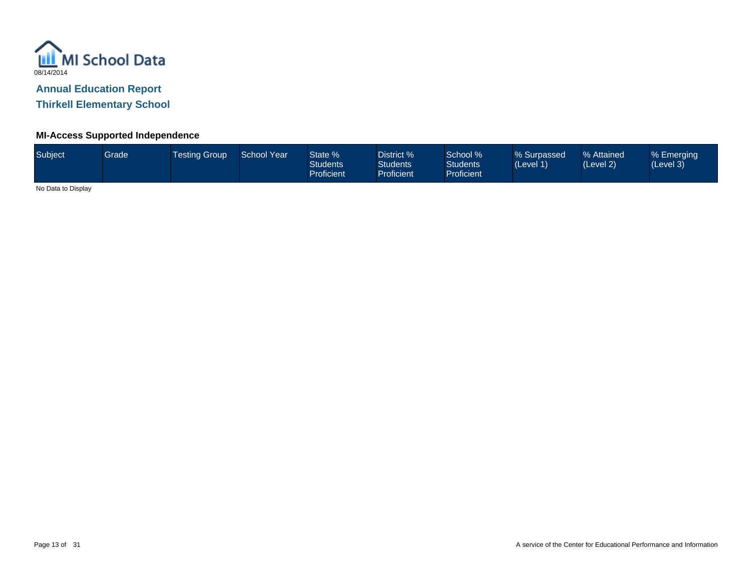MI School Data

08/14/2014

## Annual Education Report

## Thirkell Elementary School

### MI-Access Supported Independence

| Subject | Grade | Testing Group | School Year | State % Students Proficient | District % Students Proficient | School % Students Proficient | % Surpassed (Level 1) | % Attained (Level 2) | % Emerging (Level 3) |
|---|---|---|---|---|---|---|---|---|---|

No Data to Display

A service of the Center for Educational Performance and Information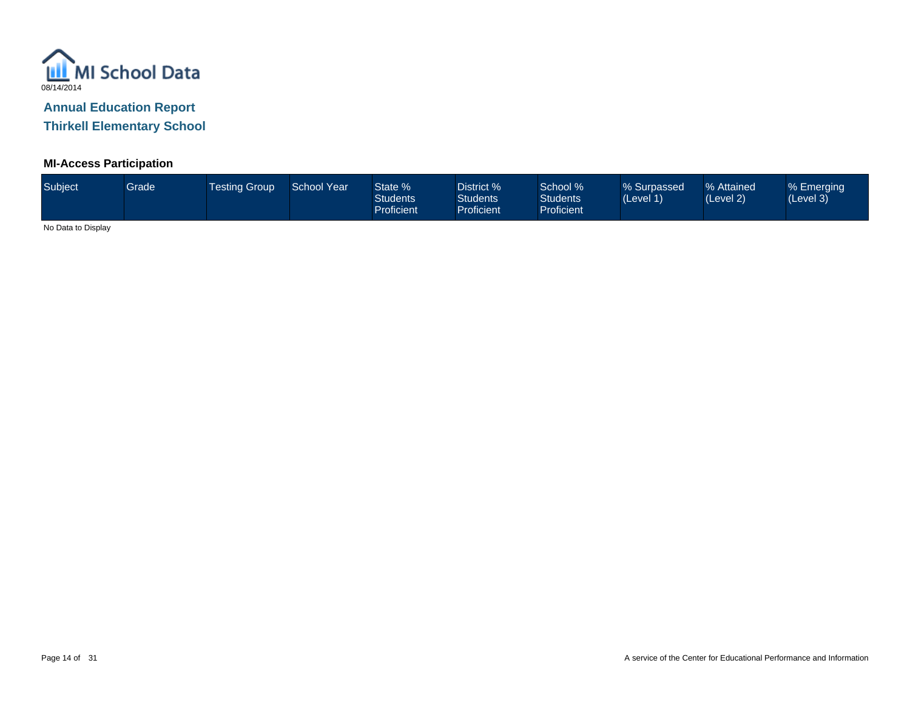MI School Data
08/14/2014

## Annual Education Report

## Thirkell Elementary School

### MI-Access Participation

| Subject | Grade | Testing Group | School Year | State % Students Proficient | District % Students Proficient | School % Students Proficient | % Surpassed (Level 1) | % Attained (Level 2) | % Emerging (Level 3) |
|---|---|---|---|---|---|---|---|---|---|

No Data to Display

A service of the Center for Educational Performance and Information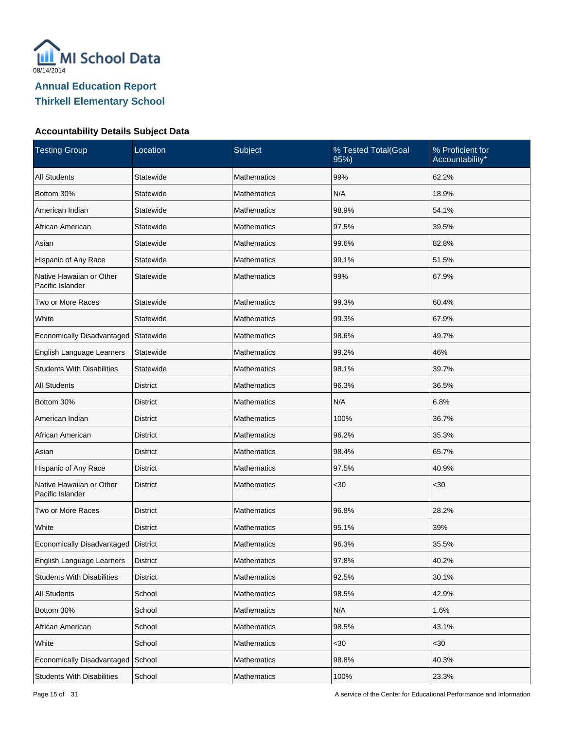MI School Data
08/14/2014

## Annual Education Report
## Thirkell Elementary School

### Accountability Details Subject Data

| Testing Group | Location | Subject | % Tested Total(Goal 95%) | % Proficient for Accountability* |
|---|---|---|---|---|
| All Students | Statewide | Mathematics | 99% | 62.2% |
| Bottom 30% | Statewide | Mathematics | N/A | 18.9% |
| American Indian | Statewide | Mathematics | 98.9% | 54.1% |
| African American | Statewide | Mathematics | 97.5% | 39.5% |
| Asian | Statewide | Mathematics | 99.6% | 82.8% |
| Hispanic of Any Race | Statewide | Mathematics | 99.1% | 51.5% |
| Native Hawaiian or Other Pacific Islander | Statewide | Mathematics | 99% | 67.9% |
| Two or More Races | Statewide | Mathematics | 99.3% | 60.4% |
| White | Statewide | Mathematics | 99.3% | 67.9% |
| Economically Disadvantaged | Statewide | Mathematics | 98.6% | 49.7% |
| English Language Learners | Statewide | Mathematics | 99.2% | 46% |
| Students With Disabilities | Statewide | Mathematics | 98.1% | 39.7% |
| All Students | District | Mathematics | 96.3% | 36.5% |
| Bottom 30% | District | Mathematics | N/A | 6.8% |
| American Indian | District | Mathematics | 100% | 36.7% |
| African American | District | Mathematics | 96.2% | 35.3% |
| Asian | District | Mathematics | 98.4% | 65.7% |
| Hispanic of Any Race | District | Mathematics | 97.5% | 40.9% |
| Native Hawaiian or Other Pacific Islander | District | Mathematics | <30 | <30 |
| Two or More Races | District | Mathematics | 96.8% | 28.2% |
| White | District | Mathematics | 95.1% | 39% |
| Economically Disadvantaged | District | Mathematics | 96.3% | 35.5% |
| English Language Learners | District | Mathematics | 97.8% | 40.2% |
| Students With Disabilities | District | Mathematics | 92.5% | 30.1% |
| All Students | School | Mathematics | 98.5% | 42.9% |
| Bottom 30% | School | Mathematics | N/A | 1.6% |
| African American | School | Mathematics | 98.5% | 43.1% |
| White | School | Mathematics | <30 | <30 |
| Economically Disadvantaged | School | Mathematics | 98.8% | 40.3% |
| Students With Disabilities | School | Mathematics | 100% | 23.3% |

A service of the Center for Educational Performance and Information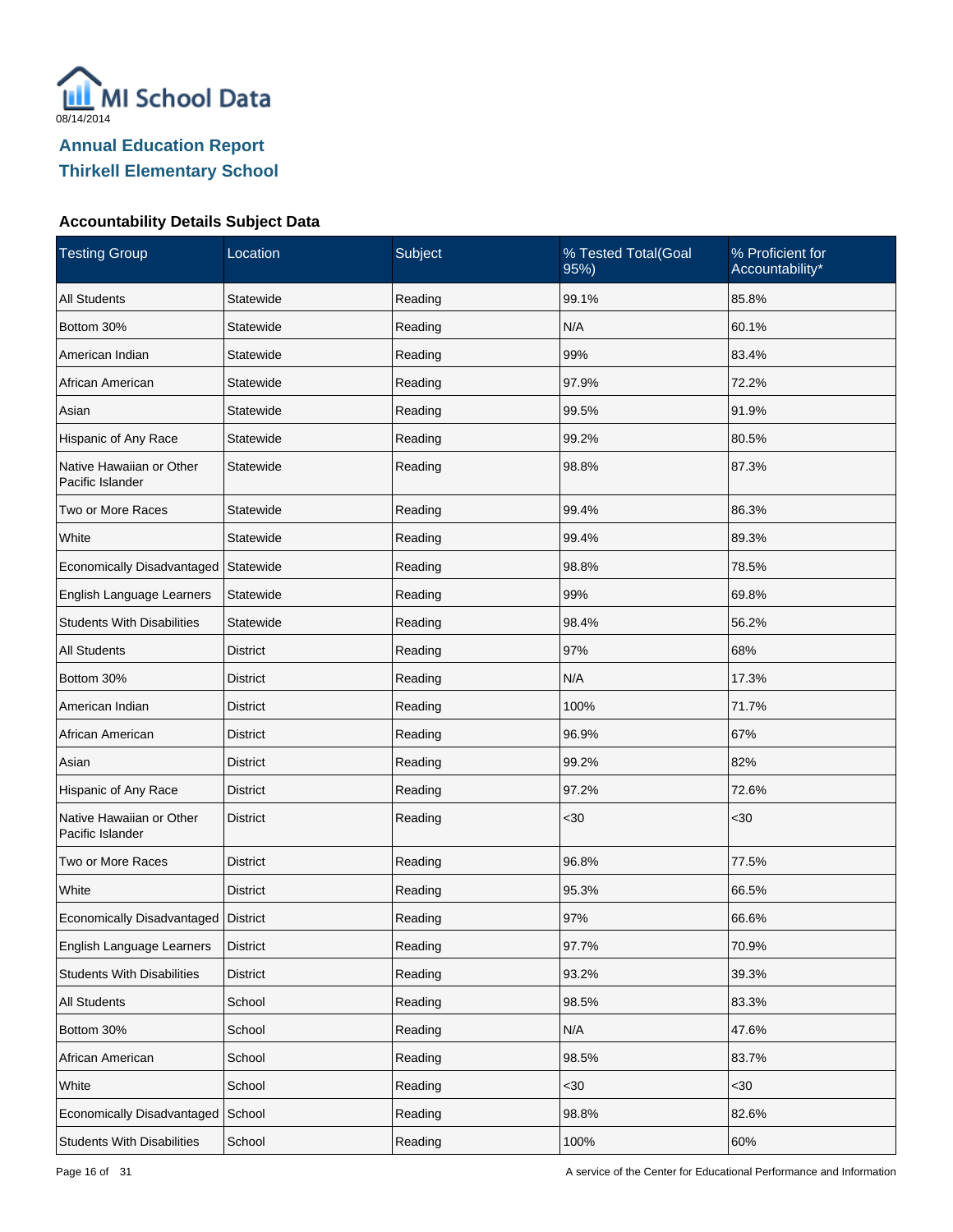MI School Data

08/14/2014

## Annual Education Report
## Thirkell Elementary School

### Accountability Details Subject Data

| Testing Group | Location | Subject | % Tested Total(Goal 95%) | % Proficient for Accountability* |
|---|---|---|---|---|
| All Students | Statewide | Reading | 99.1% | 85.8% |
| Bottom 30% | Statewide | Reading | N/A | 60.1% |
| American Indian | Statewide | Reading | 99% | 83.4% |
| African American | Statewide | Reading | 97.9% | 72.2% |
| Asian | Statewide | Reading | 99.5% | 91.9% |
| Hispanic of Any Race | Statewide | Reading | 99.2% | 80.5% |
| Native Hawaiian or Other Pacific Islander | Statewide | Reading | 98.8% | 87.3% |
| Two or More Races | Statewide | Reading | 99.4% | 86.3% |
| White | Statewide | Reading | 99.4% | 89.3% |
| Economically Disadvantaged | Statewide | Reading | 98.8% | 78.5% |
| English Language Learners | Statewide | Reading | 99% | 69.8% |
| Students With Disabilities | Statewide | Reading | 98.4% | 56.2% |
| All Students | District | Reading | 97% | 68% |
| Bottom 30% | District | Reading | N/A | 17.3% |
| American Indian | District | Reading | 100% | 71.7% |
| African American | District | Reading | 96.9% | 67% |
| Asian | District | Reading | 99.2% | 82% |
| Hispanic of Any Race | District | Reading | 97.2% | 72.6% |
| Native Hawaiian or Other Pacific Islander | District | Reading | <30 | <30 |
| Two or More Races | District | Reading | 96.8% | 77.5% |
| White | District | Reading | 95.3% | 66.5% |
| Economically Disadvantaged | District | Reading | 97% | 66.6% |
| English Language Learners | District | Reading | 97.7% | 70.9% |
| Students With Disabilities | District | Reading | 93.2% | 39.3% |
| All Students | School | Reading | 98.5% | 83.3% |
| Bottom 30% | School | Reading | N/A | 47.6% |
| African American | School | Reading | 98.5% | 83.7% |
| White | School | Reading | <30 | <30 |
| Economically Disadvantaged | School | Reading | 98.8% | 82.6% |
| Students With Disabilities | School | Reading | 100% | 60% |

A service of the Center for Educational Performance and Information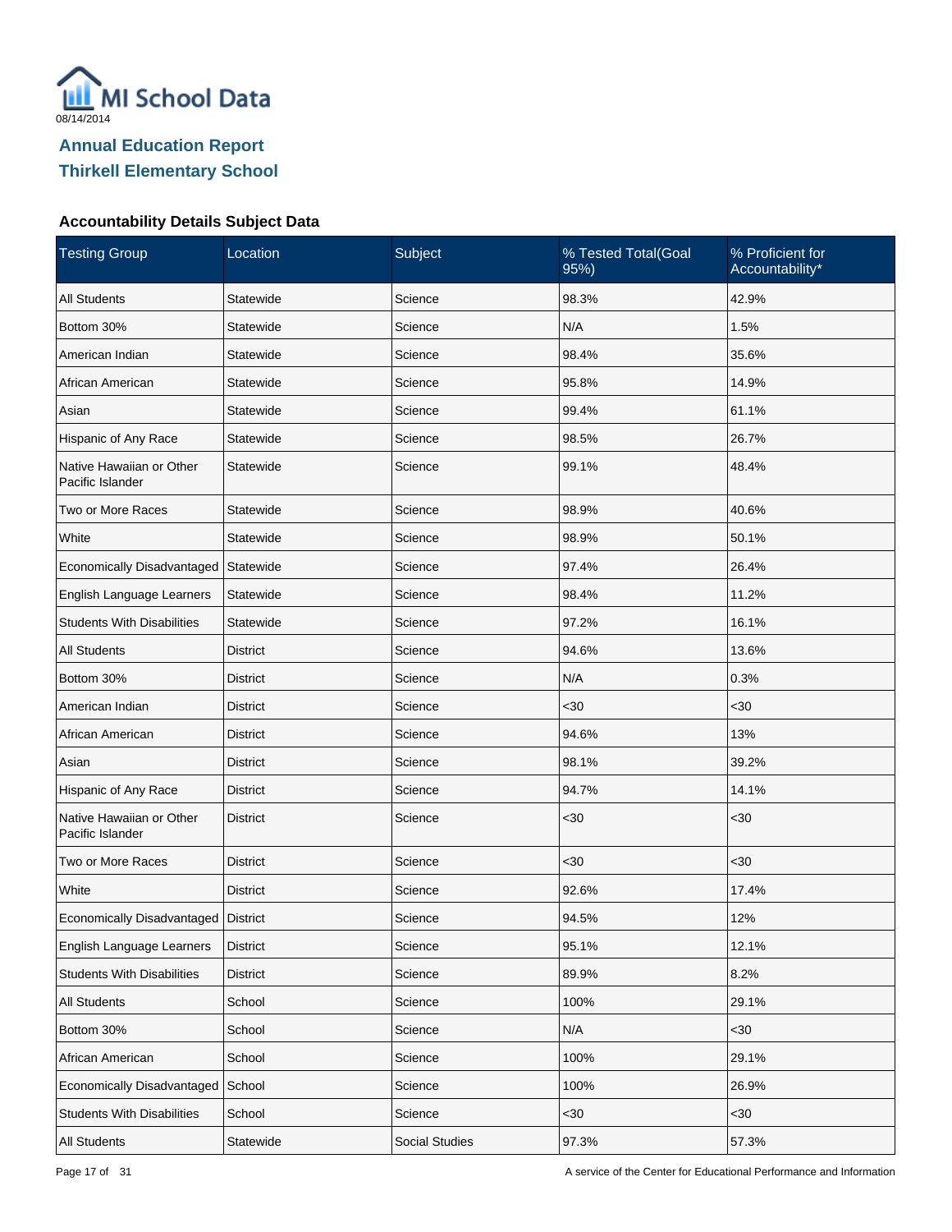MI School Data

08/14/2014

## Annual Education Report
## Thirkell Elementary School

### Accountability Details Subject Data

| Testing Group | Location | Subject | % Tested Total(Goal 95%) | % Proficient for Accountability* |
|---|---|---|---|---|
| All Students | Statewide | Science | 98.3% | 42.9% |
| Bottom 30% | Statewide | Science | N/A | 1.5% |
| American Indian | Statewide | Science | 98.4% | 35.6% |
| African American | Statewide | Science | 95.8% | 14.9% |
| Asian | Statewide | Science | 99.4% | 61.1% |
| Hispanic of Any Race | Statewide | Science | 98.5% | 26.7% |
| Native Hawaiian or Other Pacific Islander | Statewide | Science | 99.1% | 48.4% |
| Two or More Races | Statewide | Science | 98.9% | 40.6% |
| White | Statewide | Science | 98.9% | 50.1% |
| Economically Disadvantaged | Statewide | Science | 97.4% | 26.4% |
| English Language Learners | Statewide | Science | 98.4% | 11.2% |
| Students With Disabilities | Statewide | Science | 97.2% | 16.1% |
| All Students | District | Science | 94.6% | 13.6% |
| Bottom 30% | District | Science | N/A | 0.3% |
| American Indian | District | Science | <30 | <30 |
| African American | District | Science | 94.6% | 13% |
| Asian | District | Science | 98.1% | 39.2% |
| Hispanic of Any Race | District | Science | 94.7% | 14.1% |
| Native Hawaiian or Other Pacific Islander | District | Science | <30 | <30 |
| Two or More Races | District | Science | <30 | <30 |
| White | District | Science | 92.6% | 17.4% |
| Economically Disadvantaged | District | Science | 94.5% | 12% |
| English Language Learners | District | Science | 95.1% | 12.1% |
| Students With Disabilities | District | Science | 89.9% | 8.2% |
| All Students | School | Science | 100% | 29.1% |
| Bottom 30% | School | Science | N/A | <30 |
| African American | School | Science | 100% | 29.1% |
| Economically Disadvantaged | School | Science | 100% | 26.9% |
| Students With Disabilities | School | Science | <30 | <30 |
| All Students | Statewide | Social Studies | 97.3% | 57.3% |

A service of the Center for Educational Performance and Information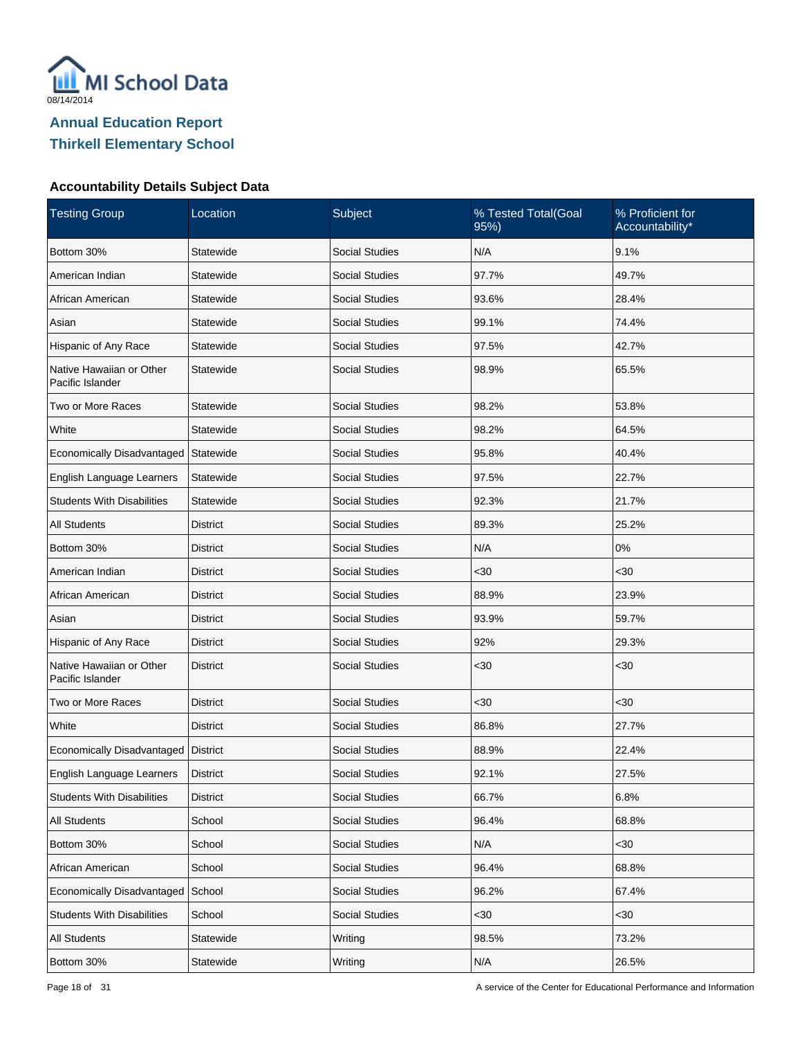MI School Data

08/14/2014

## Annual Education Report
## Thirkell Elementary School

### Accountability Details Subject Data

| Testing Group | Location | Subject | % Tested Total(Goal 95%) | % Proficient for Accountability* |
|---|---|---|---|---|
| Bottom 30% | Statewide | Social Studies | N/A | 9.1% |
| American Indian | Statewide | Social Studies | 97.7% | 49.7% |
| African American | Statewide | Social Studies | 93.6% | 28.4% |
| Asian | Statewide | Social Studies | 99.1% | 74.4% |
| Hispanic of Any Race | Statewide | Social Studies | 97.5% | 42.7% |
| Native Hawaiian or Other Pacific Islander | Statewide | Social Studies | 98.9% | 65.5% |
| Two or More Races | Statewide | Social Studies | 98.2% | 53.8% |
| White | Statewide | Social Studies | 98.2% | 64.5% |
| Economically Disadvantaged | Statewide | Social Studies | 95.8% | 40.4% |
| English Language Learners | Statewide | Social Studies | 97.5% | 22.7% |
| Students With Disabilities | Statewide | Social Studies | 92.3% | 21.7% |
| All Students | District | Social Studies | 89.3% | 25.2% |
| Bottom 30% | District | Social Studies | N/A | 0% |
| American Indian | District | Social Studies | <30 | <30 |
| African American | District | Social Studies | 88.9% | 23.9% |
| Asian | District | Social Studies | 93.9% | 59.7% |
| Hispanic of Any Race | District | Social Studies | 92% | 29.3% |
| Native Hawaiian or Other Pacific Islander | District | Social Studies | <30 | <30 |
| Two or More Races | District | Social Studies | <30 | <30 |
| White | District | Social Studies | 86.8% | 27.7% |
| Economically Disadvantaged | District | Social Studies | 88.9% | 22.4% |
| English Language Learners | District | Social Studies | 92.1% | 27.5% |
| Students With Disabilities | District | Social Studies | 66.7% | 6.8% |
| All Students | School | Social Studies | 96.4% | 68.8% |
| Bottom 30% | School | Social Studies | N/A | <30 |
| African American | School | Social Studies | 96.4% | 68.8% |
| Economically Disadvantaged | School | Social Studies | 96.2% | 67.4% |
| Students With Disabilities | School | Social Studies | <30 | <30 |
| All Students | Statewide | Writing | 98.5% | 73.2% |
| Bottom 30% | Statewide | Writing | N/A | 26.5% |

A service of the Center for Educational Performance and Information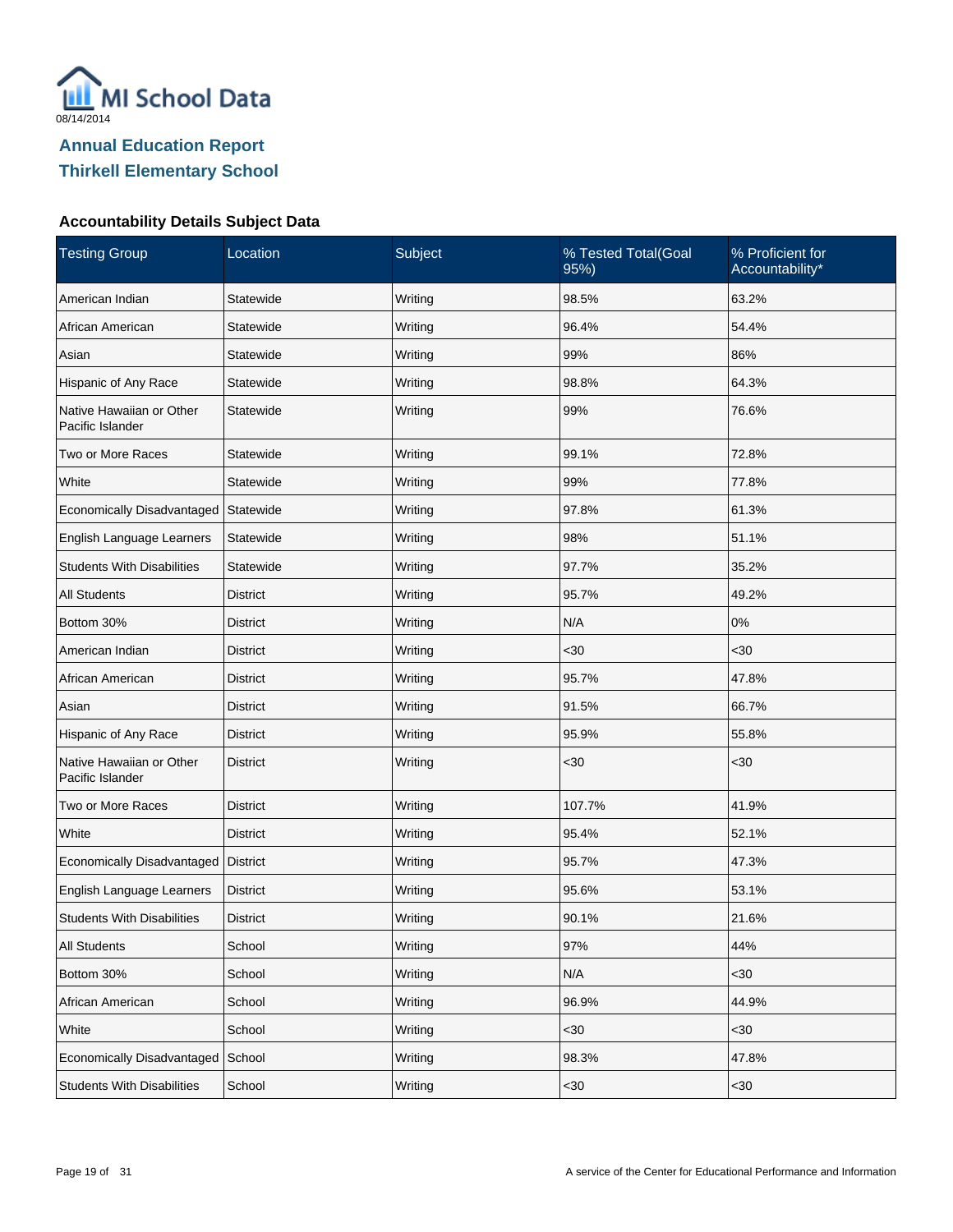MI School Data

08/14/2014

## Annual Education Report
## Thirkell Elementary School

### Accountability Details Subject Data

| Testing Group | Location | Subject | % Tested Total(Goal 95%) | % Proficient for Accountability* |
|---|---|---|---|---|
| American Indian | Statewide | Writing | 98.5% | 63.2% |
| African American | Statewide | Writing | 96.4% | 54.4% |
| Asian | Statewide | Writing | 99% | 86% |
| Hispanic of Any Race | Statewide | Writing | 98.8% | 64.3% |
| Native Hawaiian or Other Pacific Islander | Statewide | Writing | 99% | 76.6% |
| Two or More Races | Statewide | Writing | 99.1% | 72.8% |
| White | Statewide | Writing | 99% | 77.8% |
| Economically Disadvantaged | Statewide | Writing | 97.8% | 61.3% |
| English Language Learners | Statewide | Writing | 98% | 51.1% |
| Students With Disabilities | Statewide | Writing | 97.7% | 35.2% |
| All Students | District | Writing | 95.7% | 49.2% |
| Bottom 30% | District | Writing | N/A | 0% |
| American Indian | District | Writing | <30 | <30 |
| African American | District | Writing | 95.7% | 47.8% |
| Asian | District | Writing | 91.5% | 66.7% |
| Hispanic of Any Race | District | Writing | 95.9% | 55.8% |
| Native Hawaiian or Other Pacific Islander | District | Writing | <30 | <30 |
| Two or More Races | District | Writing | 107.7% | 41.9% |
| White | District | Writing | 95.4% | 52.1% |
| Economically Disadvantaged | District | Writing | 95.7% | 47.3% |
| English Language Learners | District | Writing | 95.6% | 53.1% |
| Students With Disabilities | District | Writing | 90.1% | 21.6% |
| All Students | School | Writing | 97% | 44% |
| Bottom 30% | School | Writing | N/A | <30 |
| African American | School | Writing | 96.9% | 44.9% |
| White | School | Writing | <30 | <30 |
| Economically Disadvantaged | School | Writing | 98.3% | 47.8% |
| Students With Disabilities | School | Writing | <30 | <30 |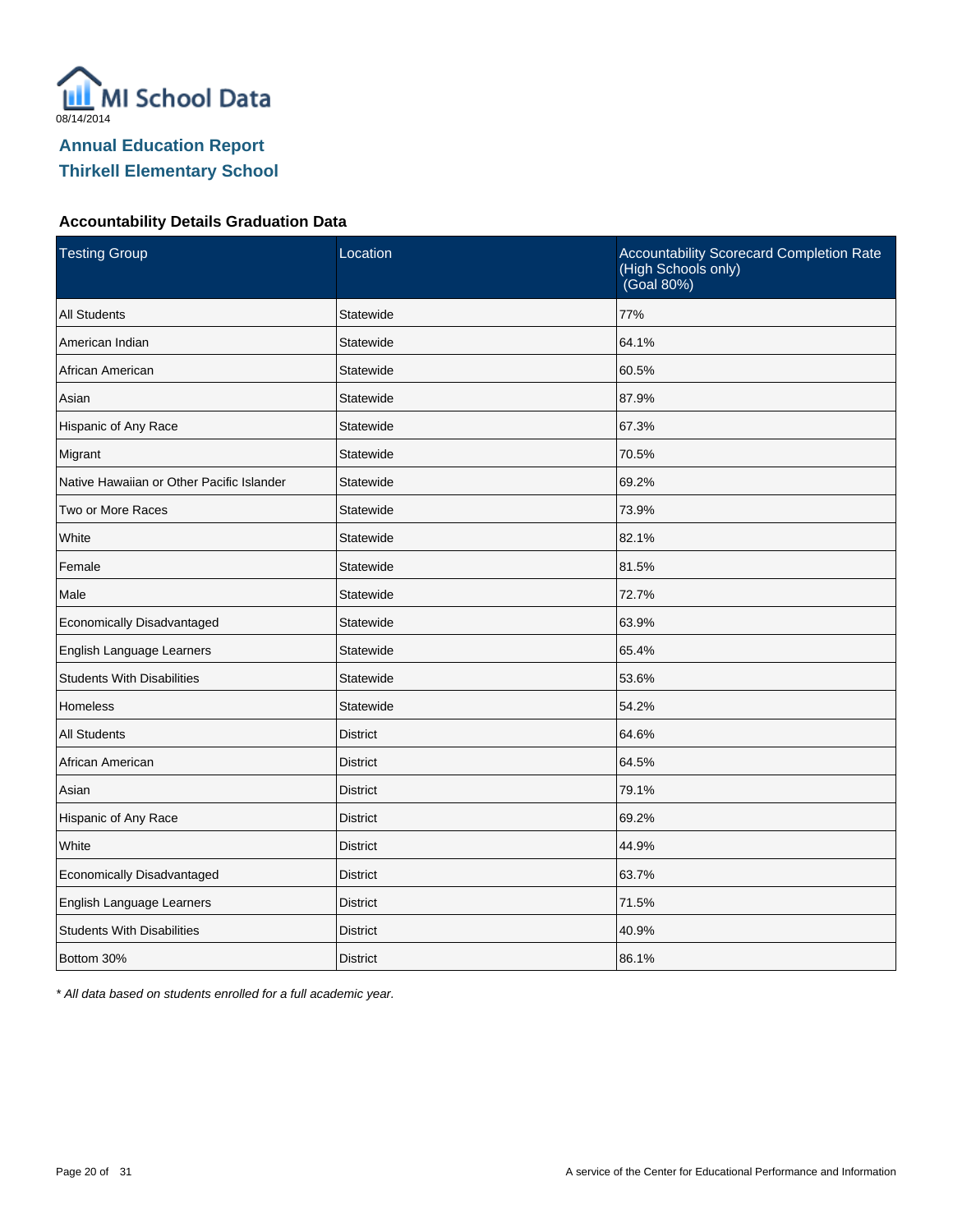MI School Data

08/14/2014

## Annual Education Report
## Thirkell Elementary School

### Accountability Details Graduation Data

| Testing Group | Location | Accountability Scorecard Completion Rate (High Schools only) (Goal 80%) |
|---|---|---|
| All Students | Statewide | 77% |
| American Indian | Statewide | 64.1% |
| African American | Statewide | 60.5% |
| Asian | Statewide | 87.9% |
| Hispanic of Any Race | Statewide | 67.3% |
| Migrant | Statewide | 70.5% |
| Native Hawaiian or Other Pacific Islander | Statewide | 69.2% |
| Two or More Races | Statewide | 73.9% |
| White | Statewide | 82.1% |
| Female | Statewide | 81.5% |
| Male | Statewide | 72.7% |
| Economically Disadvantaged | Statewide | 63.9% |
| English Language Learners | Statewide | 65.4% |
| Students With Disabilities | Statewide | 53.6% |
| Homeless | Statewide | 54.2% |
| All Students | District | 64.6% |
| African American | District | 64.5% |
| Asian | District | 79.1% |
| Hispanic of Any Race | District | 69.2% |
| White | District | 44.9% |
| Economically Disadvantaged | District | 63.7% |
| English Language Learners | District | 71.5% |
| Students With Disabilities | District | 40.9% |
| Bottom 30% | District | 86.1% |

*\* All data based on students enrolled for a full academic year.*

A service of the Center for Educational Performance and Information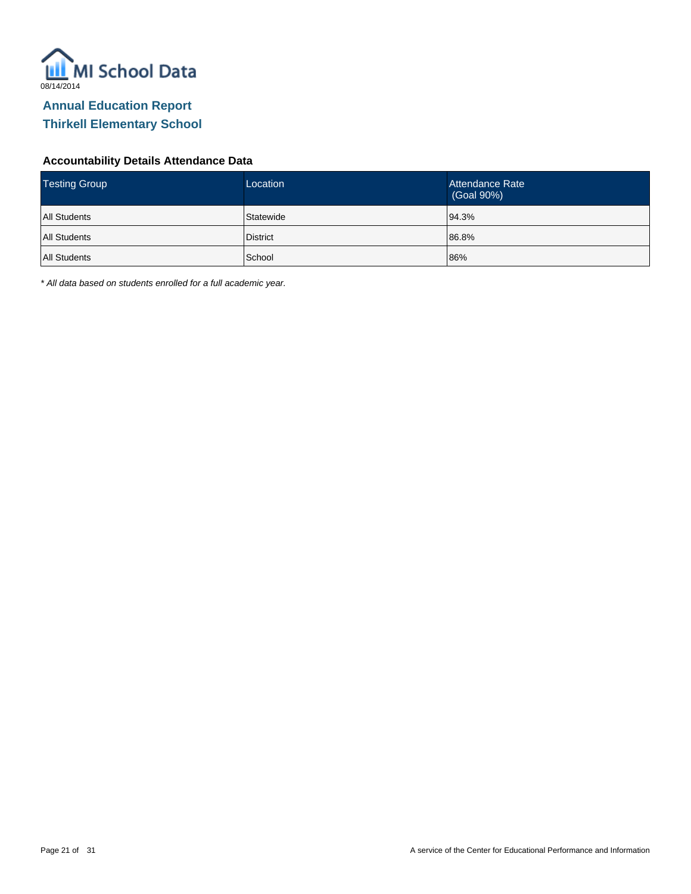MI School Data

08/14/2014

## Annual Education Report
## Thirkell Elementary School

### Accountability Details Attendance Data

| Testing Group | Location | Attendance Rate (Goal 90%) |
|---|---|---|
| All Students | Statewide | 94.3% |
| All Students | District | 86.8% |
| All Students | School | 86% |

*\* All data based on students enrolled for a full academic year.*

A service of the Center for Educational Performance and Information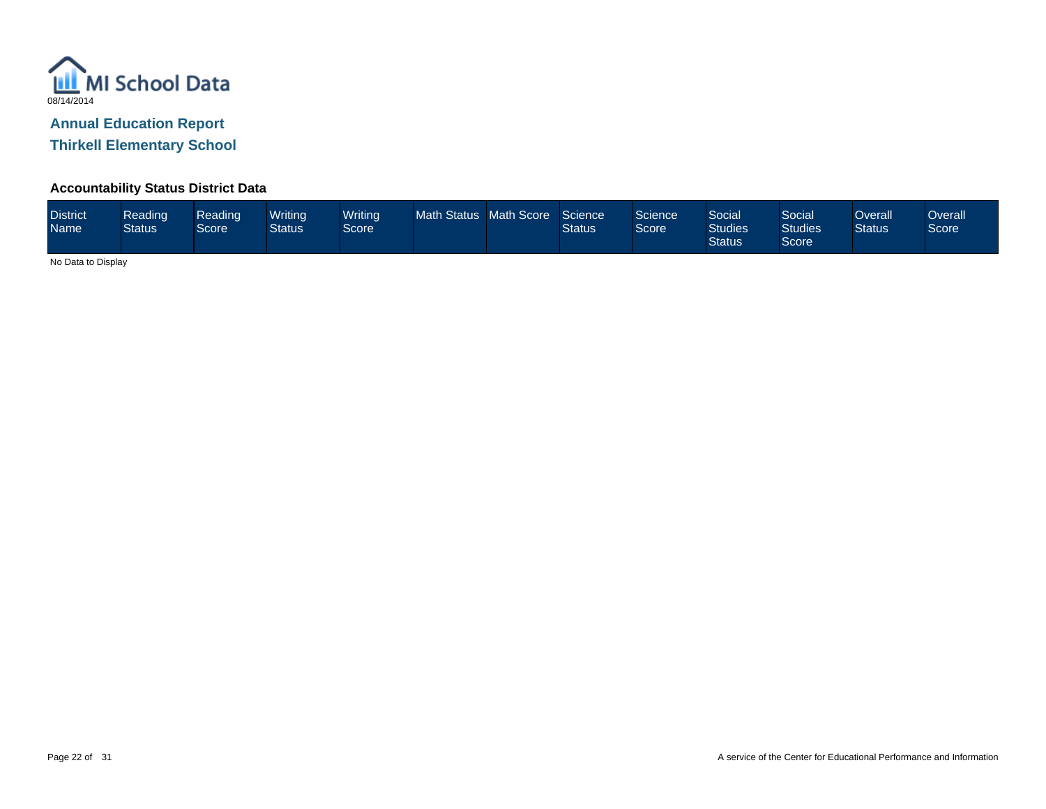MI School Data

08/14/2014

## Annual Education Report

## Thirkell Elementary School

### Accountability Status District Data

| District Name | Reading Status | Reading Score | Writing Status | Writing Score | Math Status | Math Score | Science Status | Science Score | Social Studies Status | Social Studies Score | Overall Status | Overall Score |
|---|---|---|---|---|---|---|---|---|---|---|---|---|

No Data to Display

A service of the Center for Educational Performance and Information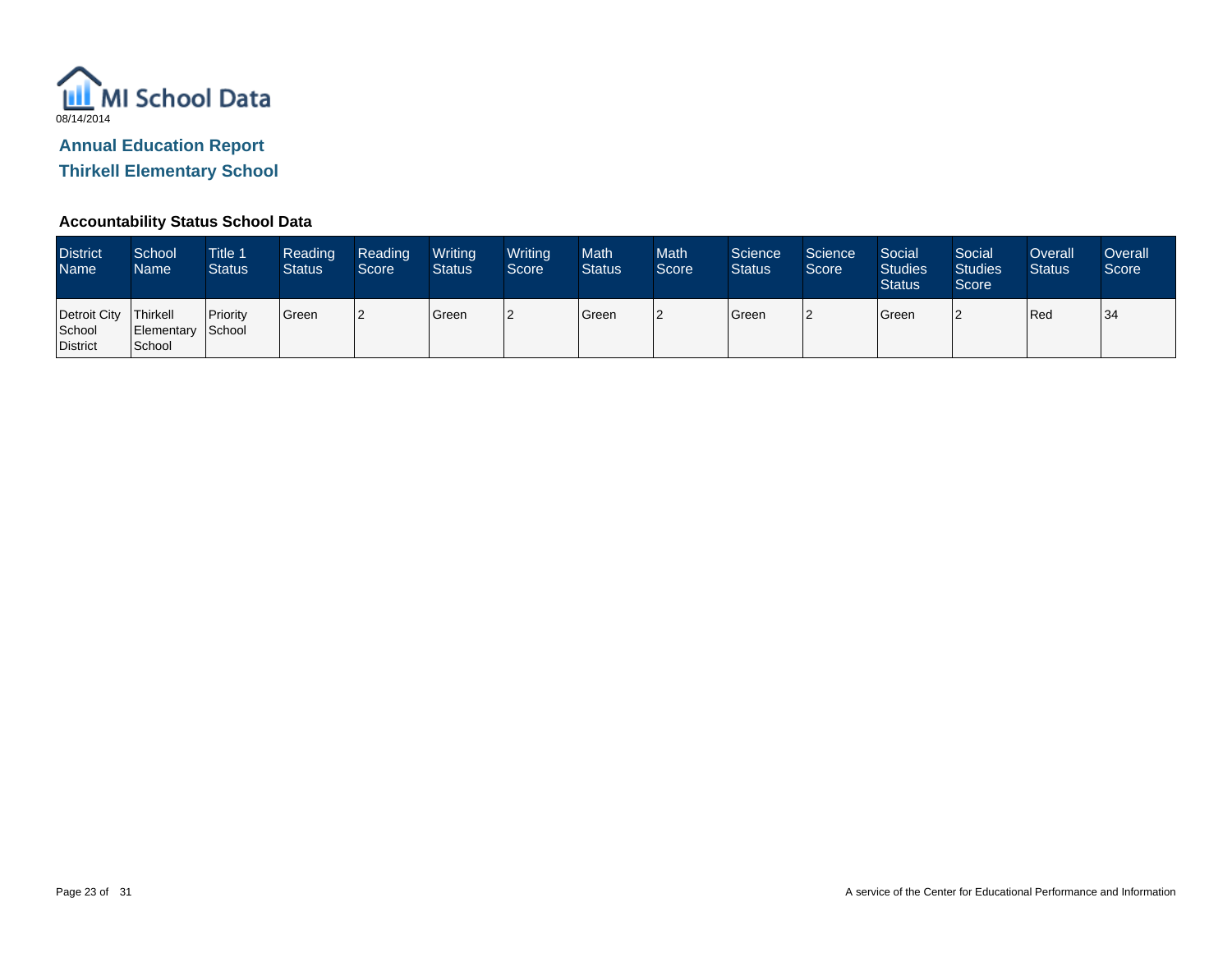MI School Data

08/14/2014

## Annual Education Report

## Thirkell Elementary School

### Accountability Status School Data

| District Name | School Name | Title 1 Status | Reading Status | Reading Score | Writing Status | Writing Score | Math Status | Math Score | Science Status | Science Score | Social Studies Status | Social Studies Score | Overall Status | Overall Score |
|---|---|---|---|---|---|---|---|---|---|---|---|---|---|---|
| Detroit City School District | Thirkell Elementary School | Priority School | Green | 2 | Green | 2 | Green | 2 | Green | 2 | Green | 2 | Red | 34 |

A service of the Center for Educational Performance and Information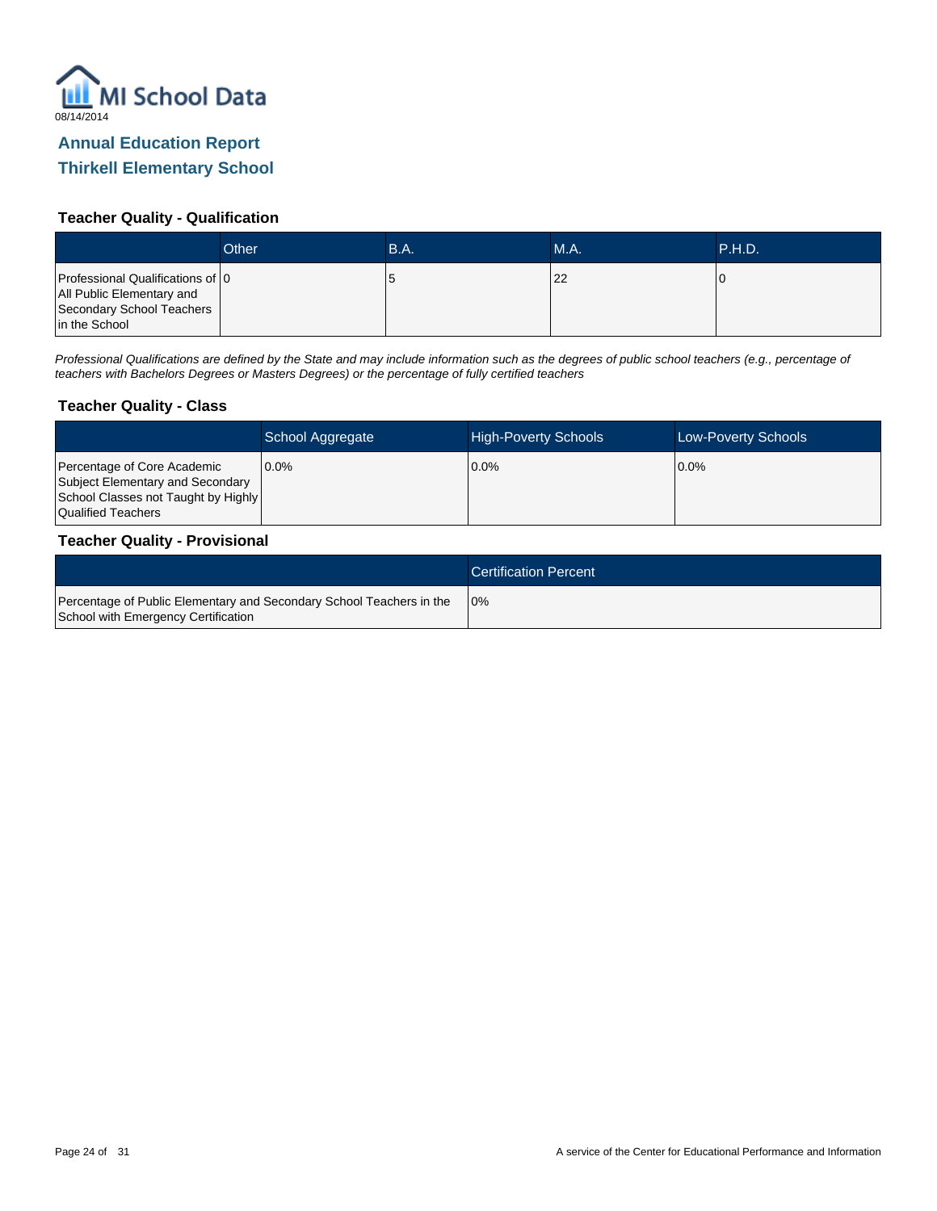MI School Data

08/14/2014

## Annual Education Report

## Thirkell Elementary School

### Teacher Quality - Qualification

| | Other | B.A. | M.A. | P.H.D. |
|---|---|---|---|---|
| Professional Qualifications of All Public Elementary and Secondary School Teachers in the School | 0 | 5 | 22 | 0 |

*Professional Qualifications are defined by the State and may include information such as the degrees of public school teachers (e.g., percentage of teachers with Bachelors Degrees or Masters Degrees) or the percentage of fully certified teachers*

### Teacher Quality - Class

| | School Aggregate | High-Poverty Schools | Low-Poverty Schools |
|---|---|---|---|
| Percentage of Core Academic Subject Elementary and Secondary School Classes not Taught by Highly Qualified Teachers | 0.0% | 0.0% | 0.0% |

### Teacher Quality - Provisional

| | Certification Percent |
|---|---|
| Percentage of Public Elementary and Secondary School Teachers in the School with Emergency Certification | 0% |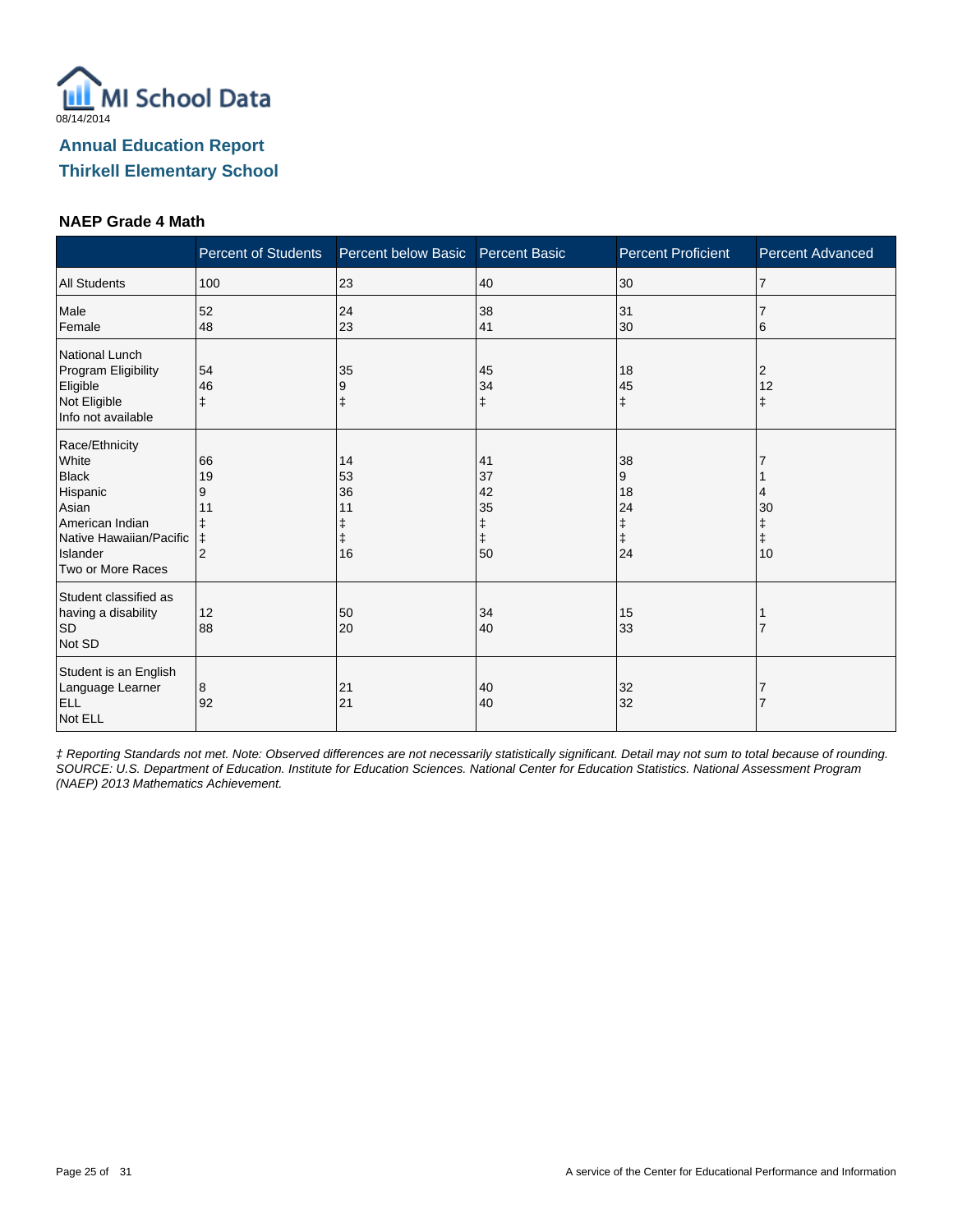MI School Data

08/14/2014

## Annual Education Report
## Thirkell Elementary School

### NAEP Grade 4 Math

| | Percent of Students | Percent below Basic | Percent Basic | Percent Proficient | Percent Advanced |
|---|---|---|---|---|---|
| All Students | 100 | 23 | 40 | 30 | 7 |
| Male | 52 | 24 | 38 | 31 | 7 |
| Female | 48 | 23 | 41 | 30 | 6 |
| National Lunch Program Eligibility | | | | | |
| Eligible | 54 | 35 | 45 | 18 | 2 |
| Not Eligible | 46 | 9 | 34 | 45 | 12 |
| Info not available | ‡ | ‡ | ‡ | ‡ | ‡ |
| Race/Ethnicity | | | | | |
| White | 66 | 14 | 41 | 38 | 7 |
| Black | 19 | 53 | 37 | 9 | 1 |
| Hispanic | 9 | 36 | 42 | 18 | 4 |
| Asian | 11 | 11 | 35 | 24 | 30 |
| American Indian | ‡ | ‡ | ‡ | ‡ | ‡ |
| Native Hawaiian/Pacific Islander | ‡ | ‡ | ‡ | ‡ | ‡ |
| Two or More Races | 2 | 16 | 50 | 24 | 10 |
| Student classified as having a disability | | | | | |
| SD | 12 | 50 | 34 | 15 | 1 |
| Not SD | 88 | 20 | 40 | 33 | 7 |
| Student is an English Language Learner | | | | | |
| ELL | 8 | 21 | 40 | 32 | 7 |
| Not ELL | 92 | 21 | 40 | 32 | 7 |

*‡ Reporting Standards not met. Note: Observed differences are not necessarily statistically significant. Detail may not sum to total because of rounding. SOURCE: U.S. Department of Education. Institute for Education Sciences. National Center for Education Statistics. National Assessment Program (NAEP) 2013 Mathematics Achievement.*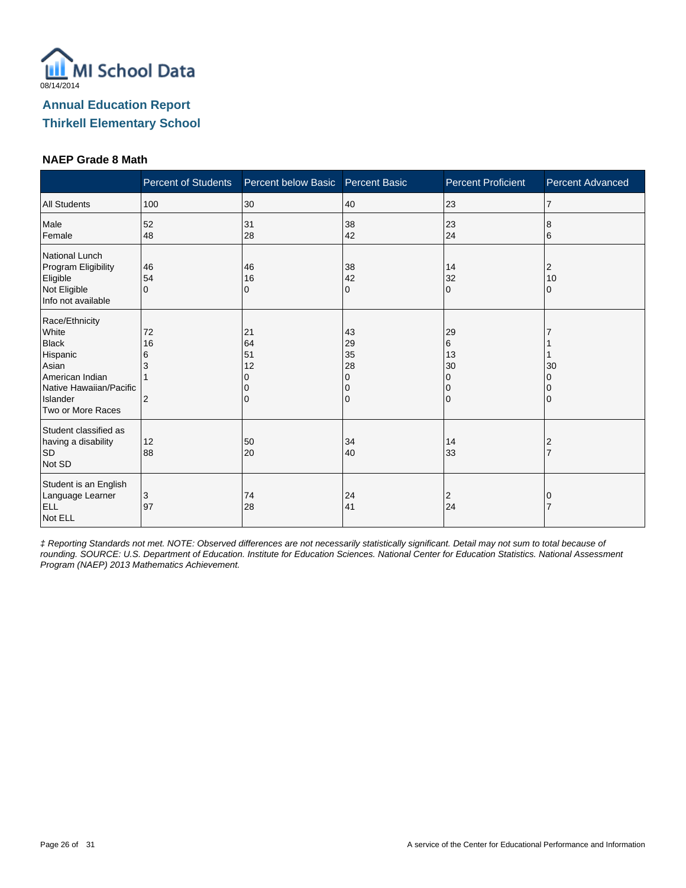08/14/2014

## Annual Education Report
## Thirkell Elementary School

### NAEP Grade 8 Math

| | Percent of Students | Percent below Basic | Percent Basic | Percent Proficient | Percent Advanced |
|---|---|---|---|---|---|
| All Students | 100 | 30 | 40 | 23 | 7 |
| Male | 52 | 31 | 38 | 23 | 8 |
| Female | 48 | 28 | 42 | 24 | 6 |
| National Lunch Program Eligibility | | | | | |
| Eligible | 46 | 46 | 38 | 14 | 2 |
| Not Eligible | 54 | 16 | 42 | 32 | 10 |
| Info not available | 0 | 0 | 0 | 0 | 0 |
| Race/Ethnicity | | | | | |
| White | 72 | 21 | 43 | 29 | 7 |
| Black | 16 | 64 | 29 | 6 | 1 |
| Hispanic | 6 | 51 | 35 | 13 | 1 |
| Asian | 3 | 12 | 28 | 30 | 30 |
| American Indian | 1 | 0 | 0 | 0 | 0 |
| Native Hawaiian/Pacific Islander | | 0 | 0 | 0 | 0 |
| Two or More Races | 2 | 0 | 0 | 0 | 0 |
| Student classified as having a disability | | | | | |
| SD | 12 | 50 | 34 | 14 | 2 |
| Not SD | 88 | 20 | 40 | 33 | 7 |
| Student is an English Language Learner | | | | | |
| ELL | 3 | 74 | 24 | 2 | 0 |
| Not ELL | 97 | 28 | 41 | 24 | 7 |

*‡ Reporting Standards not met. NOTE: Observed differences are not necessarily statistically significant. Detail may not sum to total because of rounding. SOURCE: U.S. Department of Education. Institute for Education Sciences. National Center for Education Statistics. National Assessment Program (NAEP) 2013 Mathematics Achievement.*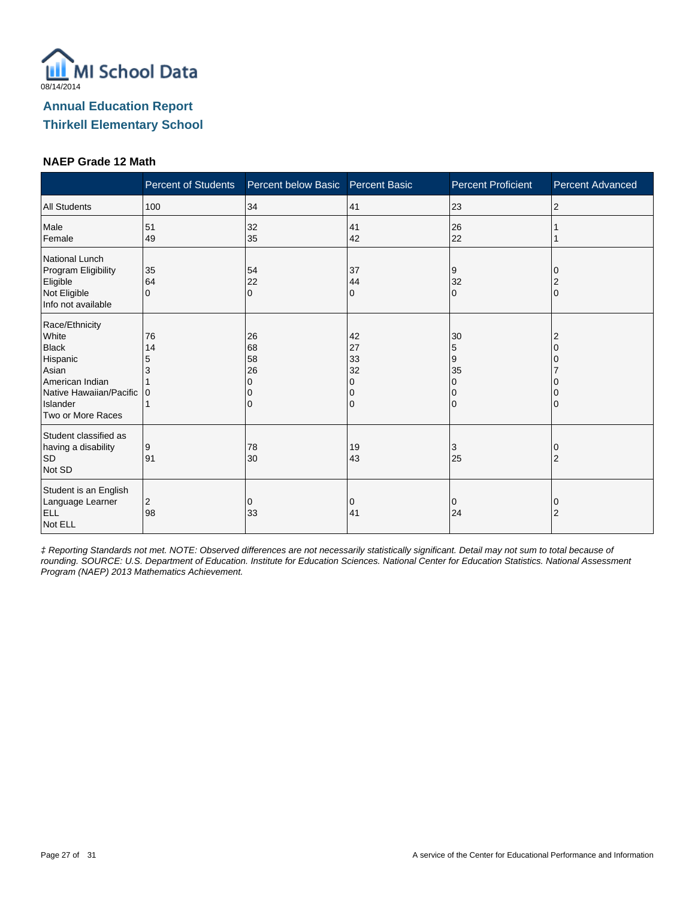08/14/2014

## Annual Education Report

## Thirkell Elementary School

### NAEP Grade 12 Math

| | Percent of Students | Percent below Basic | Percent Basic | Percent Proficient | Percent Advanced |
|---|---|---|---|---|---|
| All Students | 100 | 34 | 41 | 23 | 2 |
| Male | 51 | 32 | 41 | 26 | 1 |
| Female | 49 | 35 | 42 | 22 | 1 |
| National Lunch Program Eligibility | | | | | |
| Eligible | 35 | 54 | 37 | 9 | 0 |
| Not Eligible | 64 | 22 | 44 | 32 | 2 |
| Info not available | 0 | 0 | 0 | 0 | 0 |
| Race/Ethnicity | | | | | |
| White | 76 | 26 | 42 | 30 | 2 |
| Black | 14 | 68 | 27 | 5 | 0 |
| Hispanic | 5 | 58 | 33 | 9 | 0 |
| Asian | 3 | 26 | 32 | 35 | 7 |
| American Indian | 1 | 0 | 0 | 0 | 0 |
| Native Hawaiian/Pacific Islander | 0 | 0 | 0 | 0 | 0 |
| Two or More Races | 1 | 0 | 0 | 0 | 0 |
| Student classified as having a disability | | | | | |
| SD | 9 | 78 | 19 | 3 | 0 |
| Not SD | 91 | 30 | 43 | 25 | 2 |
| Student is an English Language Learner | | | | | |
| ELL | 2 | 0 | 0 | 0 | 0 |
| Not ELL | 98 | 33 | 41 | 24 | 2 |

*‡ Reporting Standards not met. NOTE: Observed differences are not necessarily statistically significant. Detail may not sum to total because of rounding. SOURCE: U.S. Department of Education. Institute for Education Sciences. National Center for Education Statistics. National Assessment Program (NAEP) 2013 Mathematics Achievement.*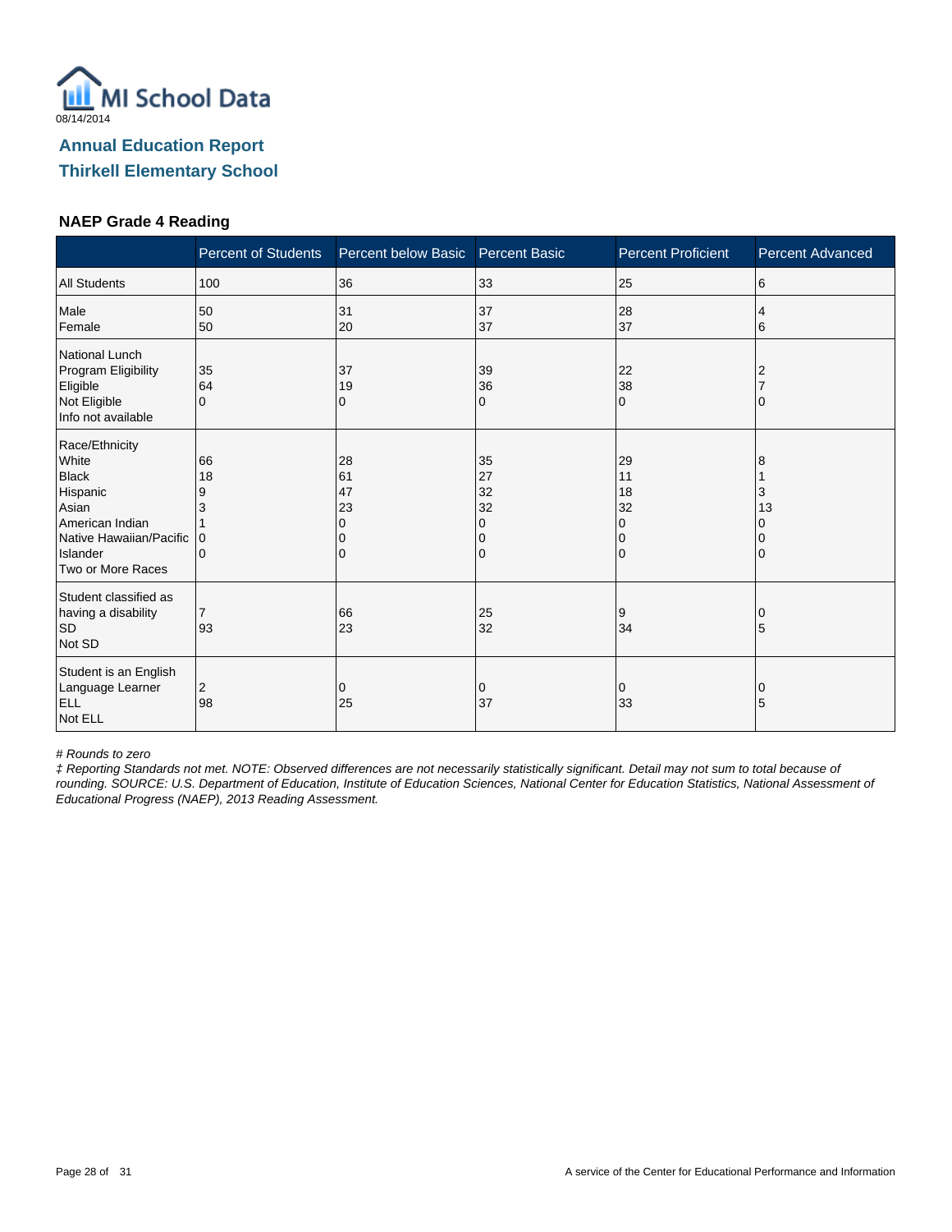MI School Data

08/14/2014

## Annual Education Report

## Thirkell Elementary School

### NAEP Grade 4 Reading

| | Percent of Students | Percent below Basic | Percent Basic | Percent Proficient | Percent Advanced |
|---|---|---|---|---|---|
| All Students | 100 | 36 | 33 | 25 | 6 |
| Male | 50 | 31 | 37 | 28 | 4 |
| Female | 50 | 20 | 37 | 37 | 6 |
| National Lunch Program Eligibility | | | | | |
| Eligible | 35 | 37 | 39 | 22 | 2 |
| Not Eligible | 64 | 19 | 36 | 38 | 7 |
| Info not available | 0 | 0 | 0 | 0 | 0 |
| Race/Ethnicity | | | | | |
| White | 66 | 28 | 35 | 29 | 8 |
| Black | 18 | 61 | 27 | 11 | 1 |
| Hispanic | 9 | 47 | 32 | 18 | 3 |
| Asian | 3 | 23 | 32 | 32 | 13 |
| American Indian | 1 | 0 | 0 | 0 | 0 |
| Native Hawaiian/Pacific Islander | 0 | 0 | 0 | 0 | 0 |
| Two or More Races | 0 | 0 | 0 | 0 | 0 |
| Student classified as having a disability | | | | | |
| SD | 7 | 66 | 25 | 9 | 0 |
| Not SD | 93 | 23 | 32 | 34 | 5 |
| Student is an English Language Learner | | | | | |
| ELL | 2 | 0 | 0 | 0 | 0 |
| Not ELL | 98 | 25 | 37 | 33 | 5 |

*# Rounds to zero*

*‡ Reporting Standards not met. NOTE: Observed differences are not necessarily statistically significant. Detail may not sum to total because of rounding. SOURCE: U.S. Department of Education, Institute of Education Sciences, National Center for Education Statistics, National Assessment of Educational Progress (NAEP), 2013 Reading Assessment.*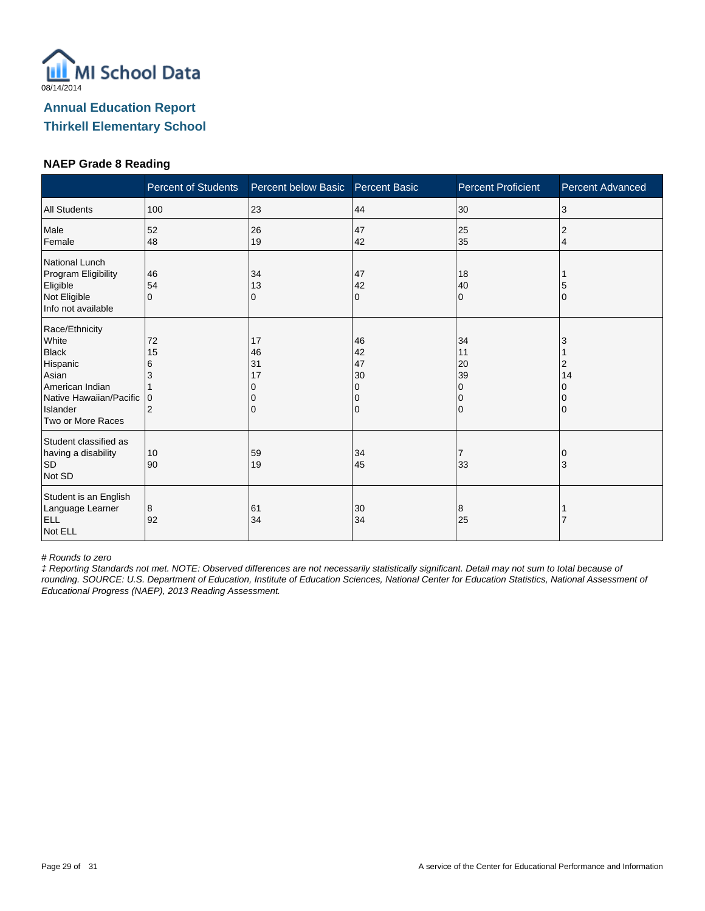MI School Data
08/14/2014

## Annual Education Report
## Thirkell Elementary School

### NAEP Grade 8 Reading

| | Percent of Students | Percent below Basic | Percent Basic | Percent Proficient | Percent Advanced |
|---|---|---|---|---|---|
| All Students | 100 | 23 | 44 | 30 | 3 |
| Male | 52 | 26 | 47 | 25 | 2 |
| Female | 48 | 19 | 42 | 35 | 4 |
| National Lunch Program Eligibility | | | | | |
| Eligible | 46 | 34 | 47 | 18 | 1 |
| Not Eligible | 54 | 13 | 42 | 40 | 5 |
| Info not available | 0 | 0 | 0 | 0 | 0 |
| Race/Ethnicity | | | | | |
| White | 72 | 17 | 46 | 34 | 3 |
| Black | 15 | 46 | 42 | 11 | 1 |
| Hispanic | 6 | 31 | 47 | 20 | 2 |
| Asian | 3 | 17 | 30 | 39 | 14 |
| American Indian | 1 | 0 | 0 | 0 | 0 |
| Native Hawaiian/Pacific Islander | 0 | 0 | 0 | 0 | 0 |
| Two or More Races | 2 | 0 | 0 | 0 | 0 |
| Student classified as having a disability | | | | | |
| SD | 10 | 59 | 34 | 7 | 0 |
| Not SD | 90 | 19 | 45 | 33 | 3 |
| Student is an English Language Learner | | | | | |
| ELL | 8 | 61 | 30 | 8 | 1 |
| Not ELL | 92 | 34 | 34 | 25 | 7 |

*# Rounds to zero*

*‡ Reporting Standards not met. NOTE: Observed differences are not necessarily statistically significant. Detail may not sum to total because of rounding. SOURCE: U.S. Department of Education, Institute of Education Sciences, National Center for Education Statistics, National Assessment of Educational Progress (NAEP), 2013 Reading Assessment.*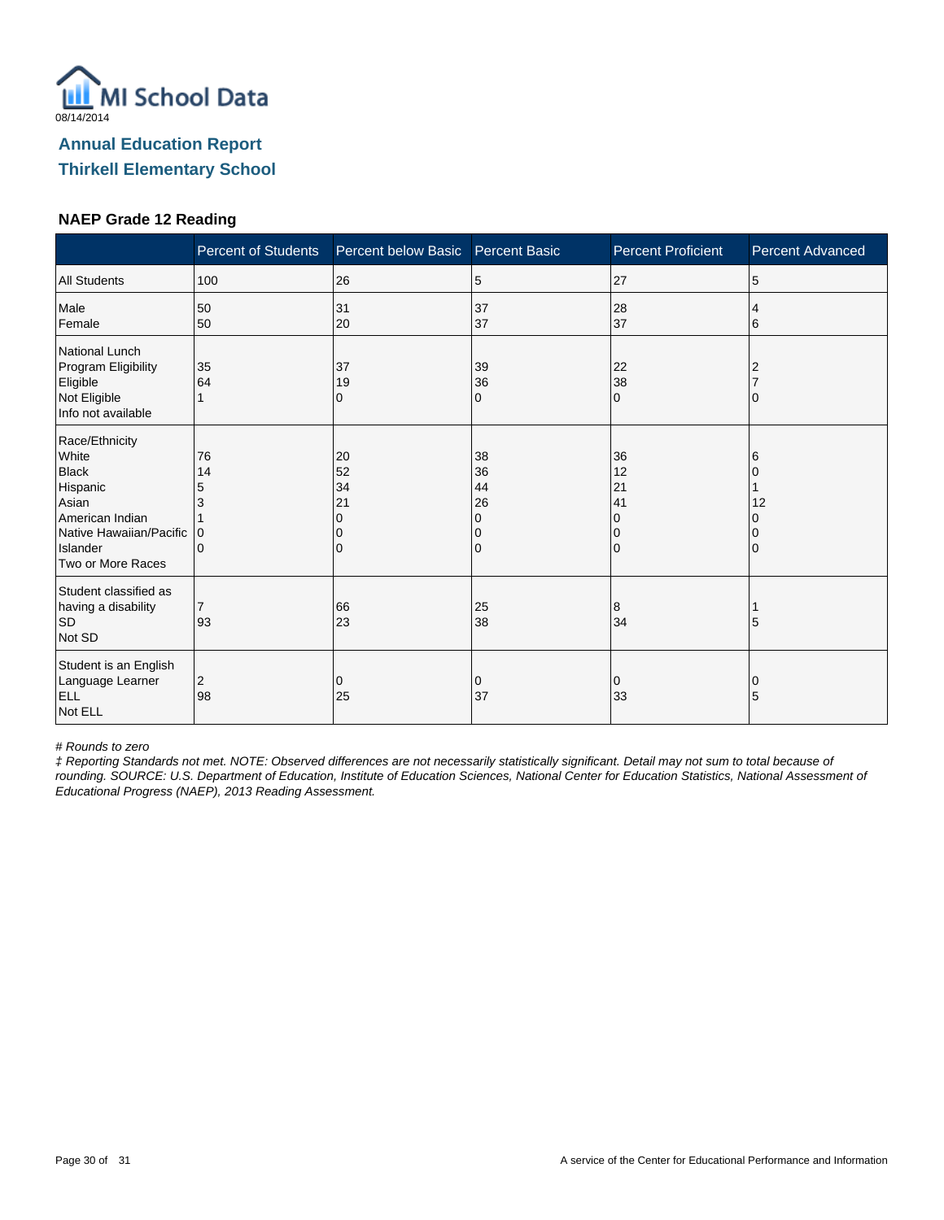08/14/2014

## Annual Education Report
## Thirkell Elementary School

### NAEP Grade 12 Reading

| | Percent of Students | Percent below Basic | Percent Basic | Percent Proficient | Percent Advanced |
|---|---|---|---|---|---|
| All Students | 100 | 26 | 5 | 27 | 5 |
| Male | 50 | 31 | 37 | 28 | 4 |
| Female | 50 | 20 | 37 | 37 | 6 |
| National Lunch Program Eligibility | | | | | |
| Eligible | 35 | 37 | 39 | 22 | 2 |
| Not Eligible | 64 | 19 | 36 | 38 | 7 |
| Info not available | 1 | 0 | 0 | 0 | 0 |
| Race/Ethnicity | | | | | |
| White | 76 | 20 | 38 | 36 | 6 |
| Black | 14 | 52 | 36 | 12 | 0 |
| Hispanic | 5 | 34 | 44 | 21 | 1 |
| Asian | 3 | 21 | 26 | 41 | 12 |
| American Indian | 1 | 0 | 0 | 0 | 0 |
| Native Hawaiian/Pacific Islander | 0 | 0 | 0 | 0 | 0 |
| Two or More Races | 0 | 0 | 0 | 0 | 0 |
| Student classified as having a disability | | | | | |
| SD | 7 | 66 | 25 | 8 | 1 |
| Not SD | 93 | 23 | 38 | 34 | 5 |
| Student is an English Language Learner | | | | | |
| ELL | 2 | 0 | 0 | 0 | 0 |
| Not ELL | 98 | 25 | 37 | 33 | 5 |

*# Rounds to zero*

*‡ Reporting Standards not met. NOTE: Observed differences are not necessarily statistically significant. Detail may not sum to total because of rounding. SOURCE: U.S. Department of Education, Institute of Education Sciences, National Center for Education Statistics, National Assessment of Educational Progress (NAEP), 2013 Reading Assessment.*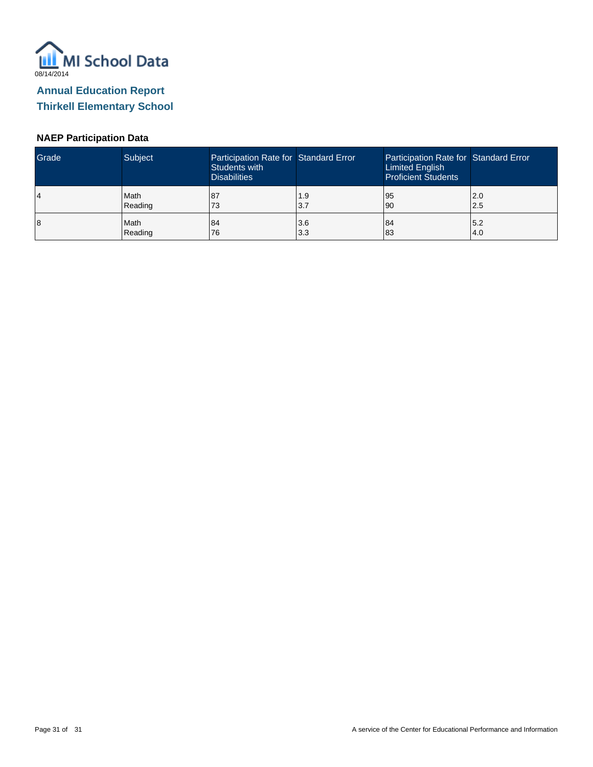MI School Data

08/14/2014

# Annual Education Report

## Thirkell Elementary School

### NAEP Participation Data

| Grade | Subject | Participation Rate for Students with Disabilities | Standard Error | Participation Rate for Limited English Proficient Students | Standard Error |
|---|---|---|---|---|---|
| 4 | Math | 87 | 1.9 | 95 | 2.0 |
| | Reading | 73 | 3.7 | 90 | 2.5 |
| 8 | Math | 84 | 3.6 | 84 | 5.2 |
| | Reading | 76 | 3.3 | 83 | 4.0 |

A service of the Center for Educational Performance and Information